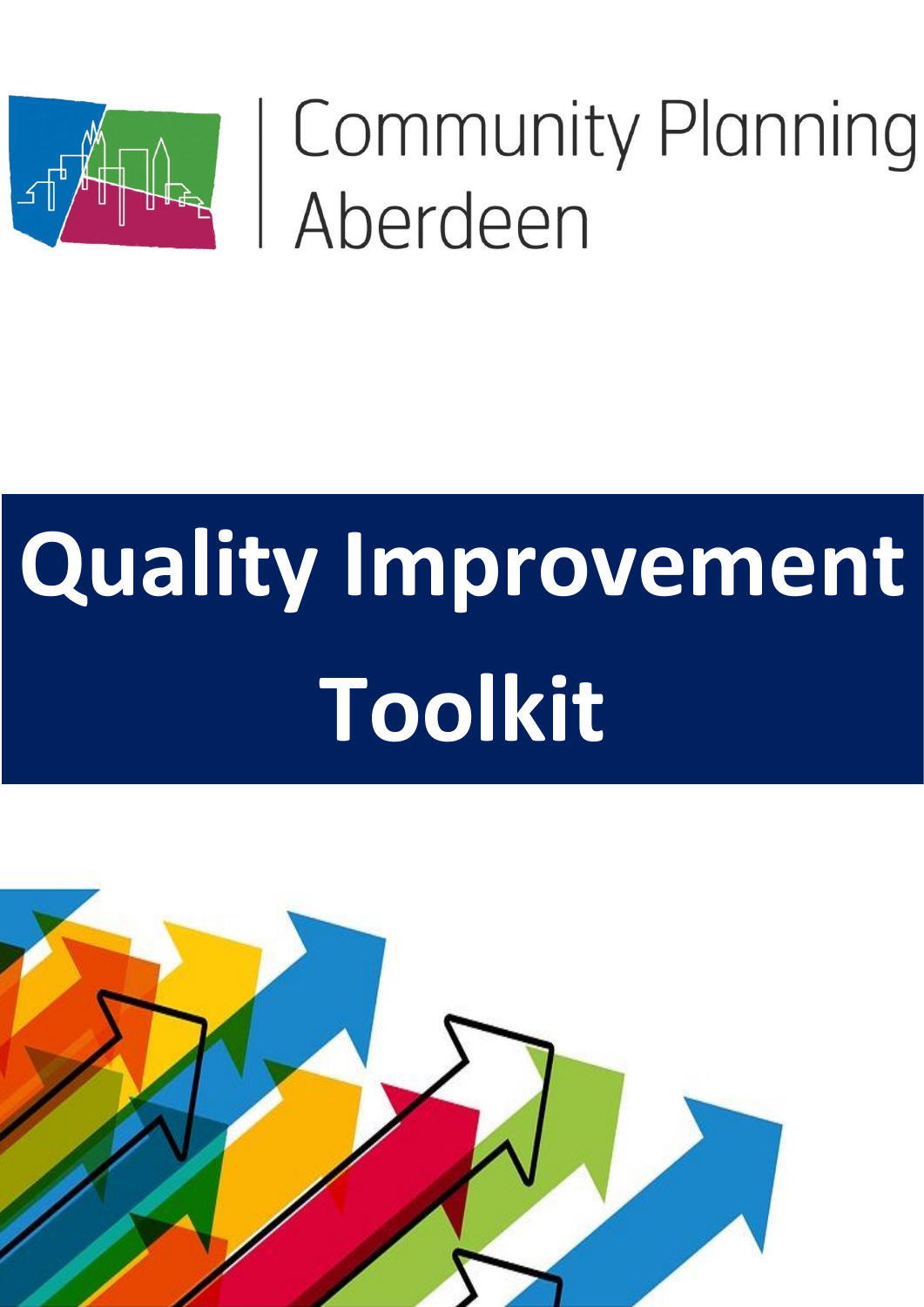Community Planning Aberdeen

# Quality Improvement Toolkit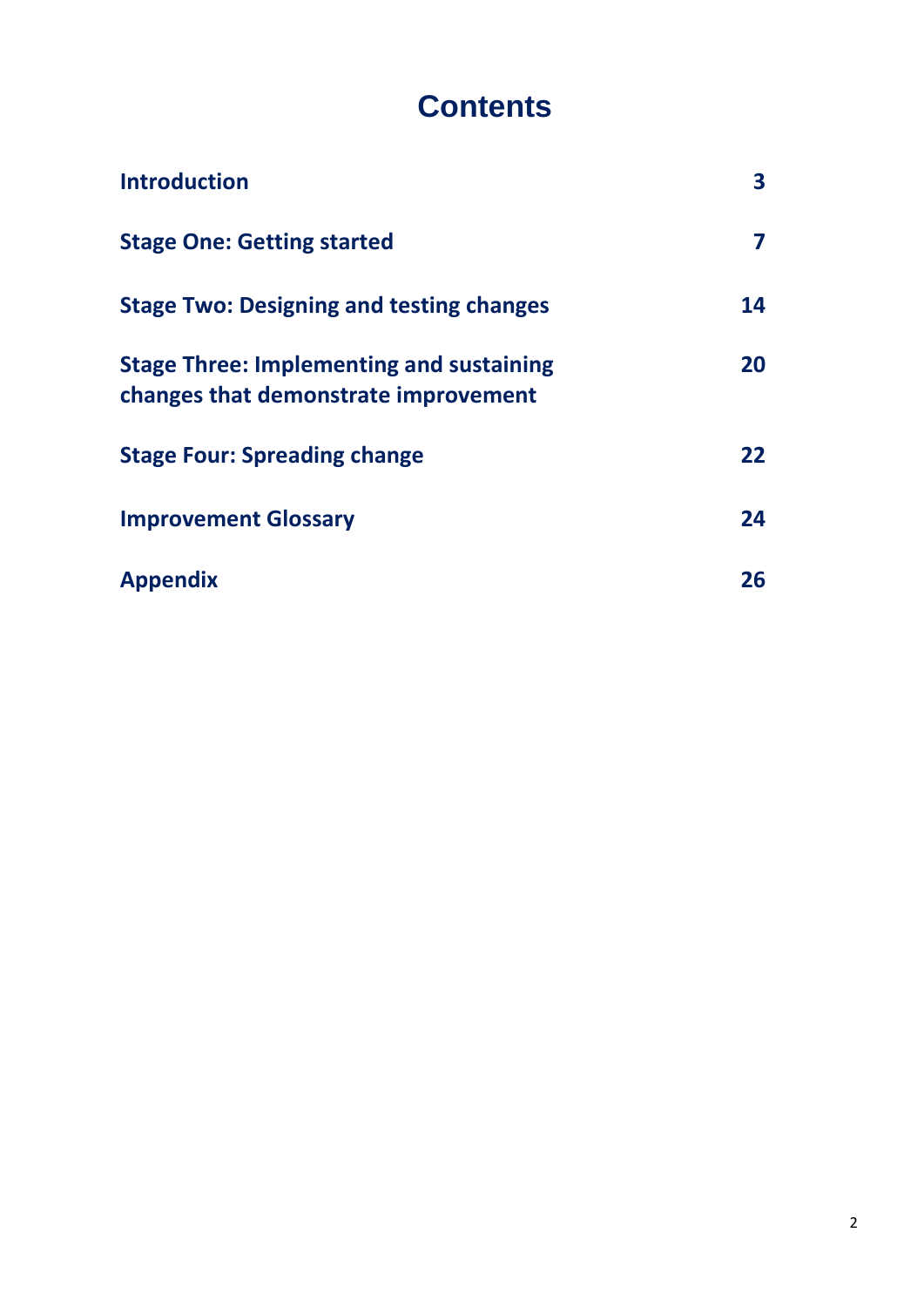# Contents

| | |
|---|---|
| **Introduction** | **3** |
| **Stage One: Getting started** | **7** |
| **Stage Two: Designing and testing changes** | **14** |
| **Stage Three: Implementing and sustaining changes that demonstrate improvement** | **20** |
| **Stage Four: Spreading change** | **22** |
| **Improvement Glossary** | **24** |
| **Appendix** | **26** |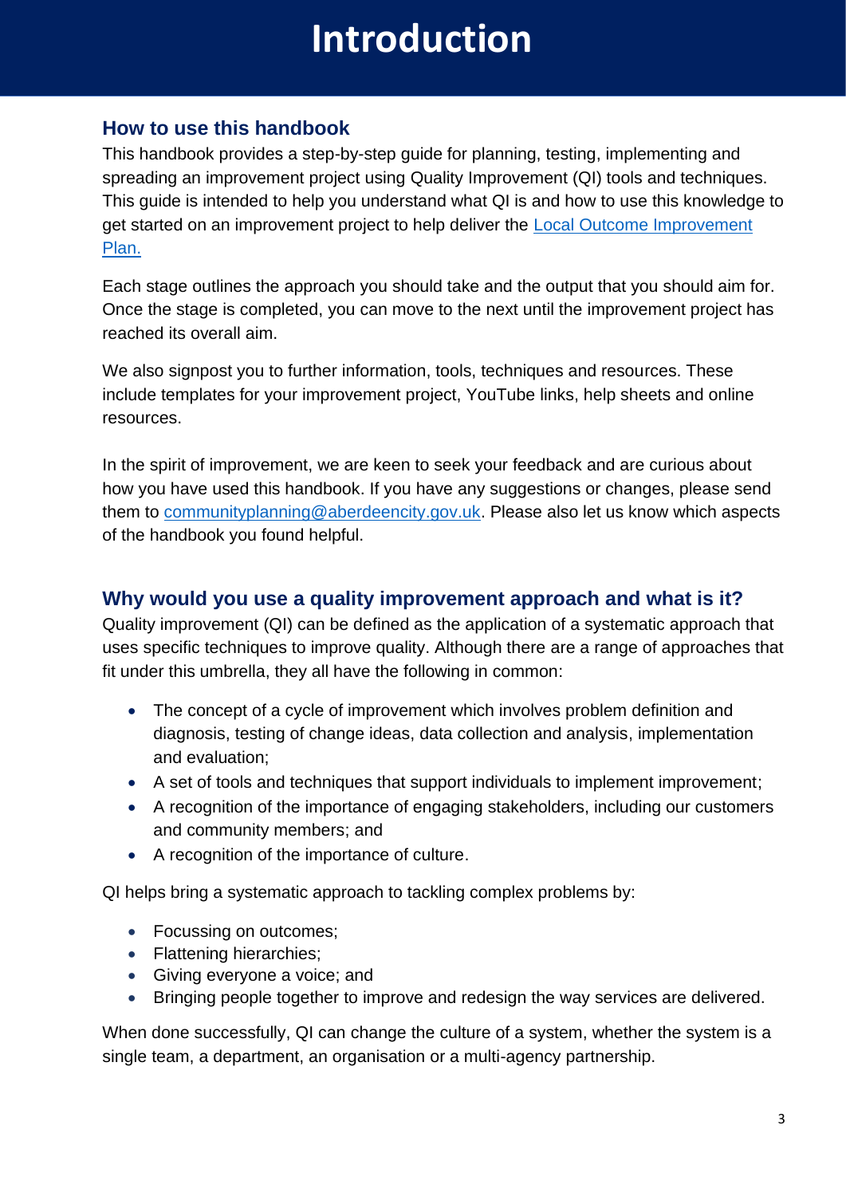# Introduction

## How to use this handbook

This handbook provides a step-by-step guide for planning, testing, implementing and spreading an improvement project using Quality Improvement (QI) tools and techniques. This guide is intended to help you understand what QI is and how to use this knowledge to get started on an improvement project to help deliver the [Local Outcome Improvement Plan.]()

Each stage outlines the approach you should take and the output that you should aim for. Once the stage is completed, you can move to the next until the improvement project has reached its overall aim.

We also signpost you to further information, tools, techniques and resources. These include templates for your improvement project, YouTube links, help sheets and online resources.

In the spirit of improvement, we are keen to seek your feedback and are curious about how you have used this handbook. If you have any suggestions or changes, please send them to [communityplanning@aberdeencity.gov.uk](mailto:communityplanning@aberdeencity.gov.uk). Please also let us know which aspects of the handbook you found helpful.

## Why would you use a quality improvement approach and what is it?

Quality improvement (QI) can be defined as the application of a systematic approach that uses specific techniques to improve quality. Although there are a range of approaches that fit under this umbrella, they all have the following in common:

- The concept of a cycle of improvement which involves problem definition and diagnosis, testing of change ideas, data collection and analysis, implementation and evaluation;
- A set of tools and techniques that support individuals to implement improvement;
- A recognition of the importance of engaging stakeholders, including our customers and community members; and
- A recognition of the importance of culture.

QI helps bring a systematic approach to tackling complex problems by:

- Focussing on outcomes;
- Flattening hierarchies;
- Giving everyone a voice; and
- Bringing people together to improve and redesign the way services are delivered.

When done successfully, QI can change the culture of a system, whether the system is a single team, a department, an organisation or a multi-agency partnership.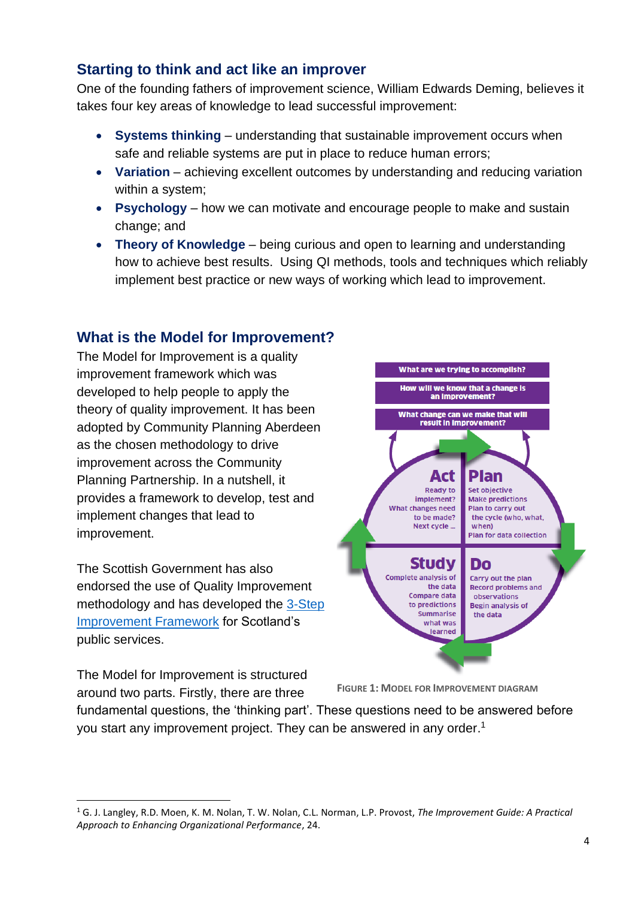## Starting to think and act like an improver

One of the founding fathers of improvement science, William Edwards Deming, believes it takes four key areas of knowledge to lead successful improvement:

- **Systems thinking** – understanding that sustainable improvement occurs when safe and reliable systems are put in place to reduce human errors;
- **Variation** – achieving excellent outcomes by understanding and reducing variation within a system;
- **Psychology** – how we can motivate and encourage people to make and sustain change; and
- **Theory of Knowledge** – being curious and open to learning and understanding how to achieve best results. Using QI methods, tools and techniques which reliably implement best practice or new ways of working which lead to improvement.

## What is the Model for Improvement?

The Model for Improvement is a quality improvement framework which was developed to help people to apply the theory of quality improvement. It has been adopted by Community Planning Aberdeen as the chosen methodology to drive improvement across the Community Planning Partnership. In a nutshell, it provides a framework to develop, test and implement changes that lead to improvement.

The Scottish Government has also endorsed the use of Quality Improvement methodology and has developed the [3-Step Improvement Framework]() for Scotland's public services.

What are we trying to accomplish?

How will we know that a change is an improvement?

What change can we make that will result in improvement?

**Act**: Ready to implement? What changes need to be made? Next cycle ...

**Plan**: Set objective. Make predictions. Plan to carry out the cycle (who, what, when). Plan for data collection

**Study**: Complete analysis of the data. Compare data to predictions. Summarise what was learned

**Do**: Carry out the plan. Record problems and observations. Begin analysis of the data

FIGURE 1: MODEL FOR IMPROVEMENT DIAGRAM

The Model for Improvement is structured around two parts. Firstly, there are three fundamental questions, the 'thinking part'. These questions need to be answered before you start any improvement project. They can be answered in any order.[1]

---

[1] G. J. Langley, R.D. Moen, K. M. Nolan, T. W. Nolan, C.L. Norman, L.P. Provost, *The Improvement Guide: A Practical Approach to Enhancing Organizational Performance*, 24.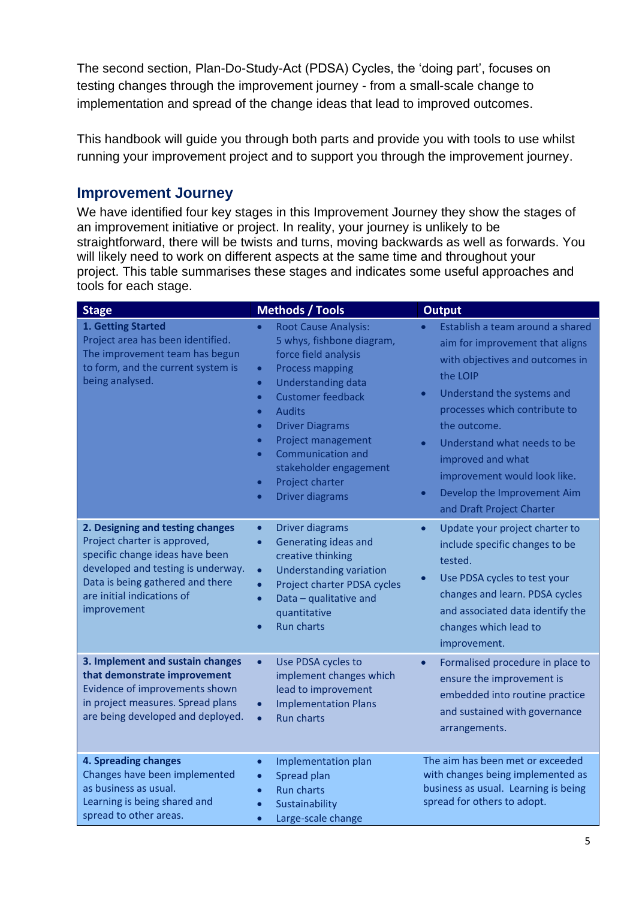The second section, Plan-Do-Study-Act (PDSA) Cycles, the 'doing part', focuses on testing changes through the improvement journey - from a small-scale change to implementation and spread of the change ideas that lead to improved outcomes.

This handbook will guide you through both parts and provide you with tools to use whilst running your improvement project and to support you through the improvement journey.

## Improvement Journey

We have identified four key stages in this Improvement Journey they show the stages of an improvement initiative or project. In reality, your journey is unlikely to be straightforward, there will be twists and turns, moving backwards as well as forwards. You will likely need to work on different aspects at the same time and throughout your project. This table summarises these stages and indicates some useful approaches and tools for each stage.

| Stage | Methods / Tools | Output |
|---|---|---|
| **1. Getting Started**<br>Project area has been identified. The improvement team has begun to form, and the current system is being analysed. | • Root Cause Analysis: 5 whys, fishbone diagram, force field analysis<br>• Process mapping<br>• Understanding data<br>• Customer feedback<br>• Audits<br>• Driver Diagrams<br>• Project management<br>• Communication and stakeholder engagement<br>• Project charter<br>• Driver diagrams | • Establish a team around a shared aim for improvement that aligns with objectives and outcomes in the LOIP<br>• Understand the systems and processes which contribute to the outcome.<br>• Understand what needs to be improved and what improvement would look like.<br>• Develop the Improvement Aim and Draft Project Charter |
| **2. Designing and testing changes**<br>Project charter is approved, specific change ideas have been developed and testing is underway. Data is being gathered and there are initial indications of improvement | • Driver diagrams<br>• Generating ideas and creative thinking<br>• Understanding variation<br>• Project charter PDSA cycles<br>• Data – qualitative and quantitative<br>• Run charts | • Update your project charter to include specific changes to be tested.<br>• Use PDSA cycles to test your changes and learn. PDSA cycles and associated data identify the changes which lead to improvement. |
| **3. Implement and sustain changes that demonstrate improvement**<br>Evidence of improvements shown in project measures. Spread plans are being developed and deployed. | • Use PDSA cycles to implement changes which lead to improvement<br>• Implementation Plans<br>• Run charts | • Formalised procedure in place to ensure the improvement is embedded into routine practice and sustained with governance arrangements. |
| **4. Spreading changes**<br>Changes have been implemented as business as usual.<br>Learning is being shared and spread to other areas. | • Implementation plan<br>• Spread plan<br>• Run charts<br>• Sustainability<br>• Large-scale change | The aim has been met or exceeded with changes being implemented as business as usual. Learning is being spread for others to adopt. |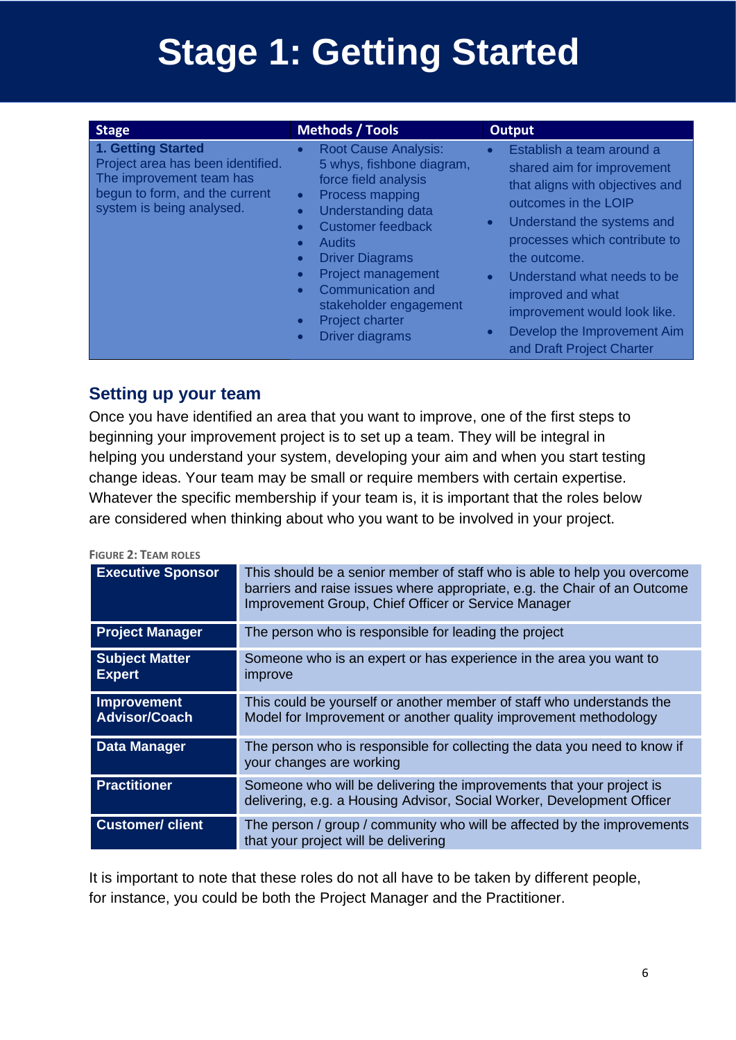# Stage 1: Getting Started

| Stage | Methods / Tools | Output |
|---|---|---|
| **1. Getting Started**<br>Project area has been identified. The improvement team has begun to form, and the current system is being analysed. | • Root Cause Analysis: 5 whys, fishbone diagram, force field analysis<br>• Process mapping<br>• Understanding data<br>• Customer feedback<br>• Audits<br>• Driver Diagrams<br>• Project management<br>• Communication and stakeholder engagement<br>• Project charter<br>• Driver diagrams | • Establish a team around a shared aim for improvement that aligns with objectives and outcomes in the LOIP<br>• Understand the systems and processes which contribute to the outcome.<br>• Understand what needs to be improved and what improvement would look like.<br>• Develop the Improvement Aim and Draft Project Charter |

## Setting up your team

Once you have identified an area that you want to improve, one of the first steps to beginning your improvement project is to set up a team. They will be integral in helping you understand your system, developing your aim and when you start testing change ideas. Your team may be small or require members with certain expertise. Whatever the specific membership if your team is, it is important that the roles below are considered when thinking about who you want to be involved in your project.

FIGURE 2: TEAM ROLES

| Role | Description |
|---|---|
| **Executive Sponsor** | This should be a senior member of staff who is able to help you overcome barriers and raise issues where appropriate, e.g. the Chair of an Outcome Improvement Group, Chief Officer or Service Manager |
| **Project Manager** | The person who is responsible for leading the project |
| **Subject Matter Expert** | Someone who is an expert or has experience in the area you want to improve |
| **Improvement Advisor/Coach** | This could be yourself or another member of staff who understands the Model for Improvement or another quality improvement methodology |
| **Data Manager** | The person who is responsible for collecting the data you need to know if your changes are working |
| **Practitioner** | Someone who will be delivering the improvements that your project is delivering, e.g. a Housing Advisor, Social Worker, Development Officer |
| **Customer/ client** | The person / group / community who will be affected by the improvements that your project will be delivering |

It is important to note that these roles do not all have to be taken by different people, for instance, you could be both the Project Manager and the Practitioner.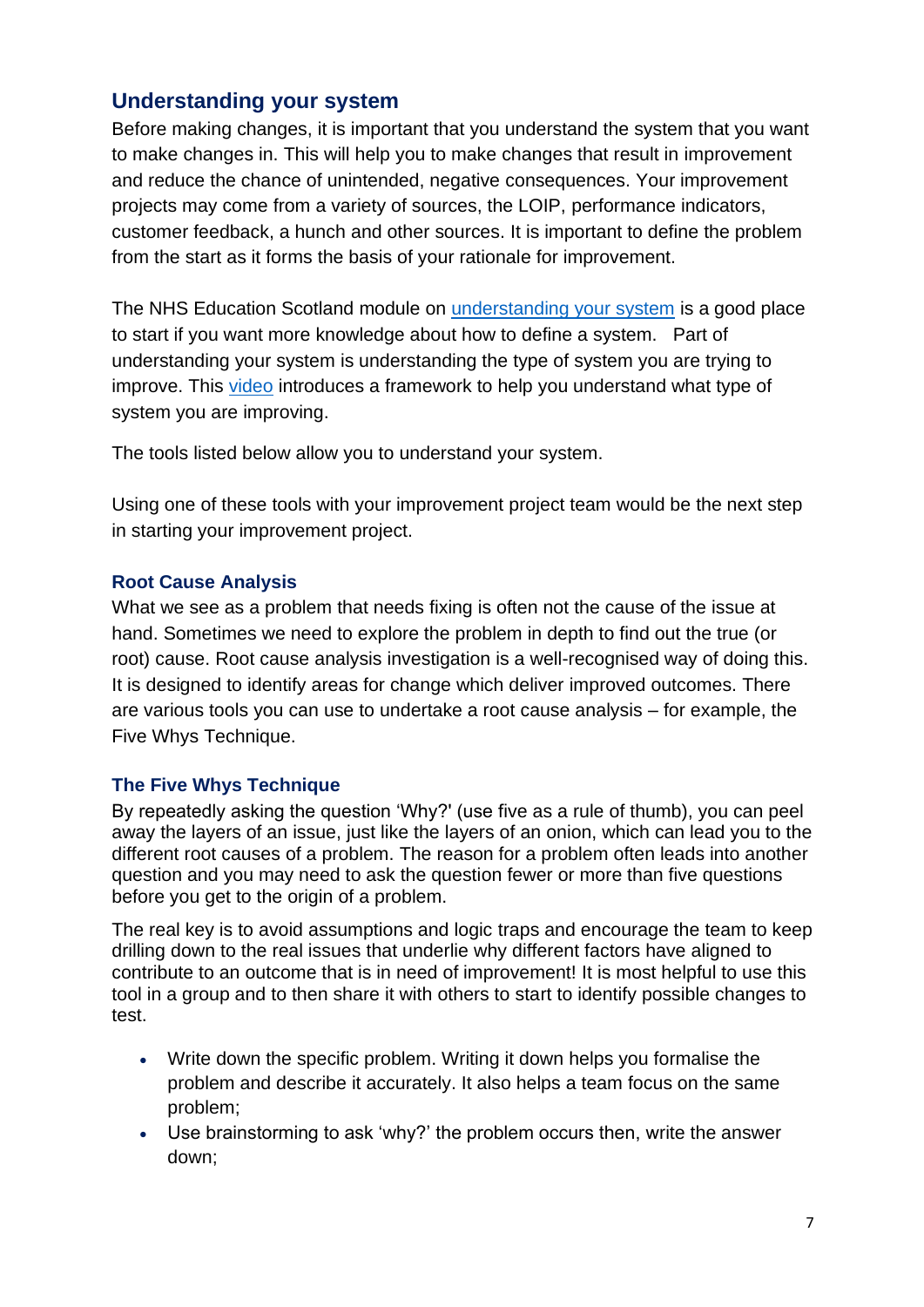## Understanding your system

Before making changes, it is important that you understand the system that you want to make changes in. This will help you to make changes that result in improvement and reduce the chance of unintended, negative consequences. Your improvement projects may come from a variety of sources, the LOIP, performance indicators, customer feedback, a hunch and other sources. It is important to define the problem from the start as it forms the basis of your rationale for improvement.

The NHS Education Scotland module on understanding your system is a good place to start if you want more knowledge about how to define a system. Part of understanding your system is understanding the type of system you are trying to improve. This video introduces a framework to help you understand what type of system you are improving.

The tools listed below allow you to understand your system.

Using one of these tools with your improvement project team would be the next step in starting your improvement project.

### Root Cause Analysis

What we see as a problem that needs fixing is often not the cause of the issue at hand. Sometimes we need to explore the problem in depth to find out the true (or root) cause. Root cause analysis investigation is a well-recognised way of doing this. It is designed to identify areas for change which deliver improved outcomes. There are various tools you can use to undertake a root cause analysis – for example, the Five Whys Technique.

### The Five Whys Technique

By repeatedly asking the question 'Why?' (use five as a rule of thumb), you can peel away the layers of an issue, just like the layers of an onion, which can lead you to the different root causes of a problem. The reason for a problem often leads into another question and you may need to ask the question fewer or more than five questions before you get to the origin of a problem.

The real key is to avoid assumptions and logic traps and encourage the team to keep drilling down to the real issues that underlie why different factors have aligned to contribute to an outcome that is in need of improvement! It is most helpful to use this tool in a group and to then share it with others to start to identify possible changes to test.

- Write down the specific problem. Writing it down helps you formalise the problem and describe it accurately. It also helps a team focus on the same problem;
- Use brainstorming to ask 'why?' the problem occurs then, write the answer down;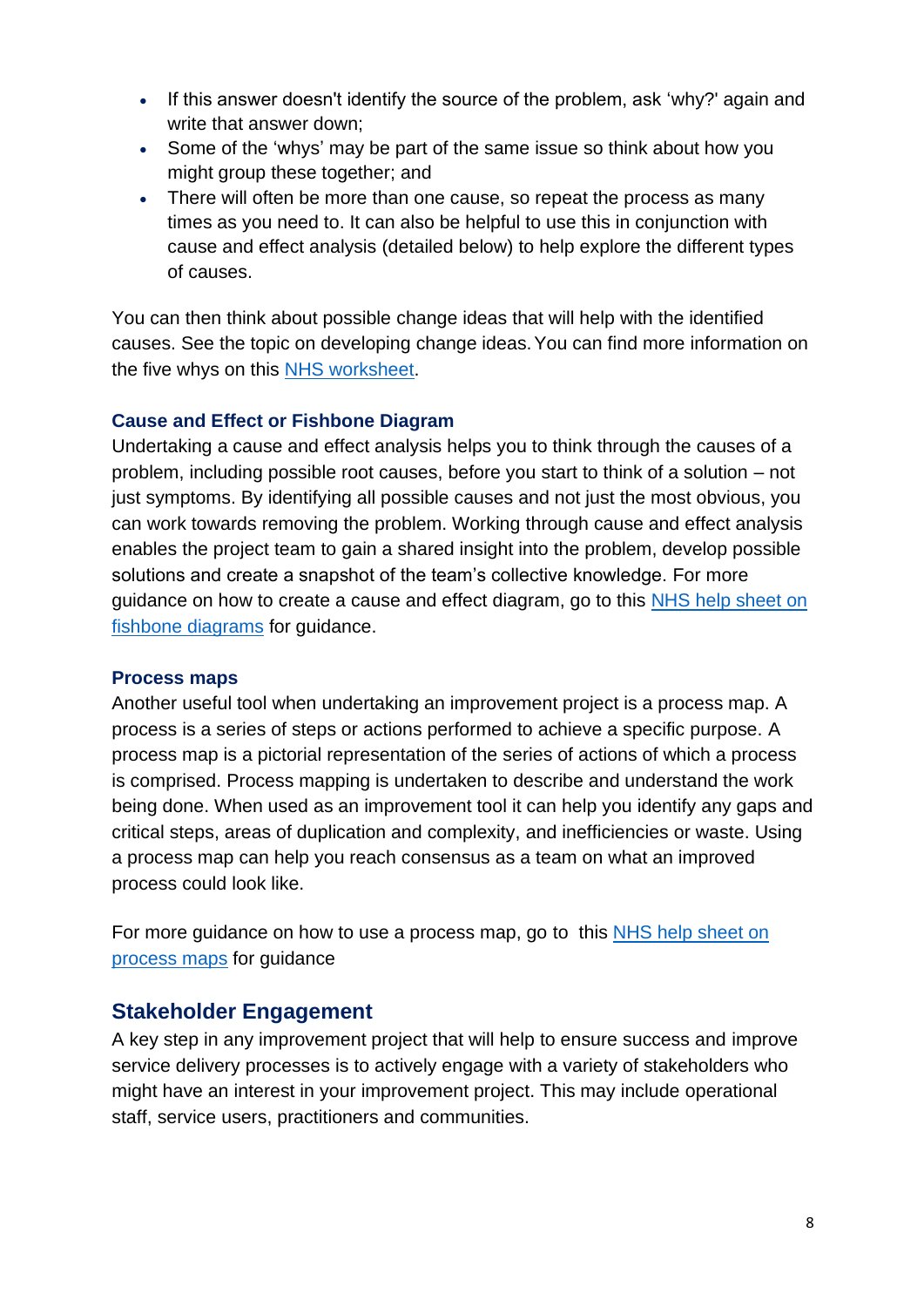- If this answer doesn't identify the source of the problem, ask 'why?' again and write that answer down;
- Some of the 'whys' may be part of the same issue so think about how you might group these together; and
- There will often be more than one cause, so repeat the process as many times as you need to. It can also be helpful to use this in conjunction with cause and effect analysis (detailed below) to help explore the different types of causes.

You can then think about possible change ideas that will help with the identified causes. See the topic on developing change ideas. You can find more information on the five whys on this [NHS worksheet](#).

### Cause and Effect or Fishbone Diagram

Undertaking a cause and effect analysis helps you to think through the causes of a problem, including possible root causes, before you start to think of a solution – not just symptoms. By identifying all possible causes and not just the most obvious, you can work towards removing the problem. Working through cause and effect analysis enables the project team to gain a shared insight into the problem, develop possible solutions and create a snapshot of the team's collective knowledge. For more guidance on how to create a cause and effect diagram, go to this [NHS help sheet on fishbone diagrams](#) for guidance.

### Process maps

Another useful tool when undertaking an improvement project is a process map. A process is a series of steps or actions performed to achieve a specific purpose. A process map is a pictorial representation of the series of actions of which a process is comprised. Process mapping is undertaken to describe and understand the work being done. When used as an improvement tool it can help you identify any gaps and critical steps, areas of duplication and complexity, and inefficiencies or waste. Using a process map can help you reach consensus as a team on what an improved process could look like.

For more guidance on how to use a process map, go to this [NHS help sheet on process maps](#) for guidance

## Stakeholder Engagement

A key step in any improvement project that will help to ensure success and improve service delivery processes is to actively engage with a variety of stakeholders who might have an interest in your improvement project. This may include operational staff, service users, practitioners and communities.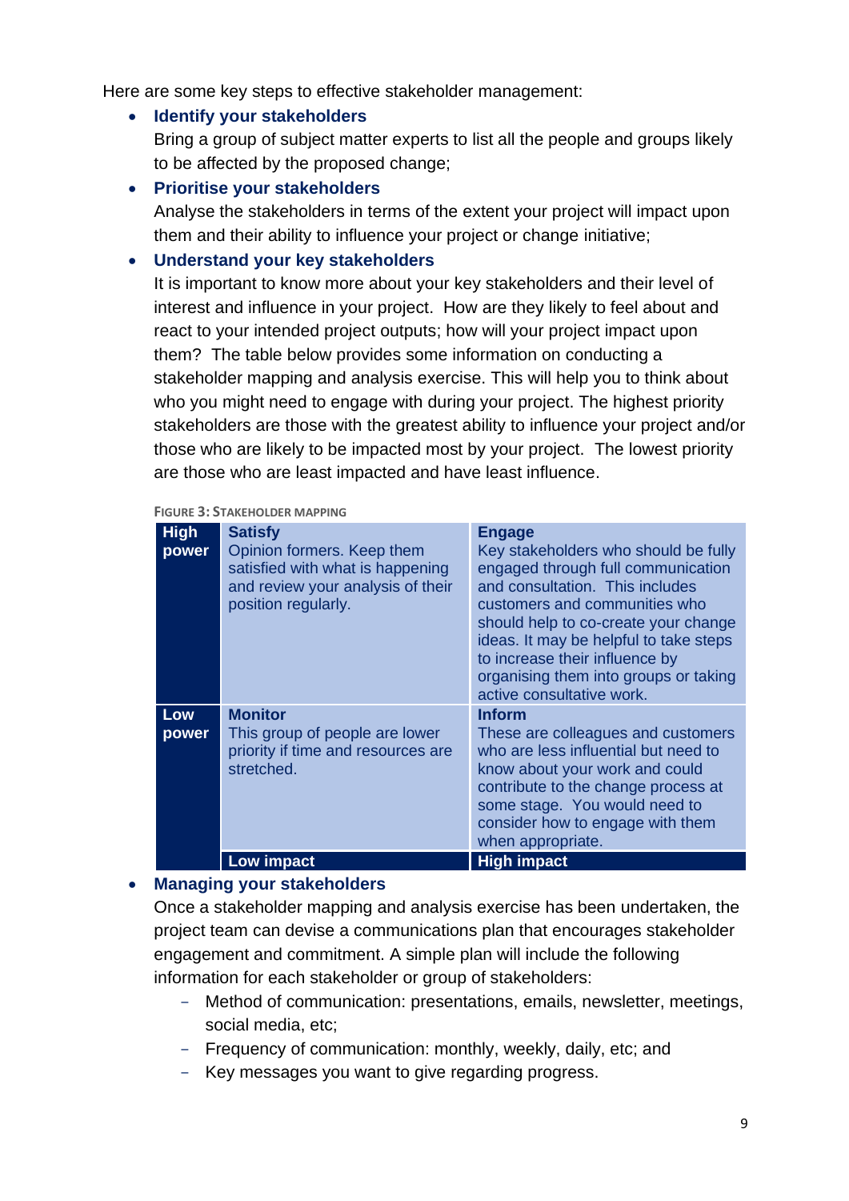Here are some key steps to effective stakeholder management:

- **Identify your stakeholders**
  Bring a group of subject matter experts to list all the people and groups likely to be affected by the proposed change;
- **Prioritise your stakeholders**
  Analyse the stakeholders in terms of the extent your project will impact upon them and their ability to influence your project or change initiative;
- **Understand your key stakeholders**
  It is important to know more about your key stakeholders and their level of interest and influence in your project. How are they likely to feel about and react to your intended project outputs; how will your project impact upon them? The table below provides some information on conducting a stakeholder mapping and analysis exercise. This will help you to think about who you might need to engage with during your project. The highest priority stakeholders are those with the greatest ability to influence your project and/or those who are likely to be impacted most by your project. The lowest priority are those who are least impacted and have least influence.

FIGURE 3: STAKEHOLDER MAPPING

| | Low impact | High impact |
|---|---|---|
| **High power** | **Satisfy** Opinion formers. Keep them satisfied with what is happening and review your analysis of their position regularly. | **Engage** Key stakeholders who should be fully engaged through full communication and consultation. This includes customers and communities who should help to co-create your change ideas. It may be helpful to take steps to increase their influence by organising them into groups or taking active consultative work. |
| **Low power** | **Monitor** This group of people are lower priority if time and resources are stretched. | **Inform** These are colleagues and customers who are less influential but need to know about your work and could contribute to the change process at some stage. You would need to consider how to engage with them when appropriate. |

- **Managing your stakeholders**
  Once a stakeholder mapping and analysis exercise has been undertaken, the project team can devise a communications plan that encourages stakeholder engagement and commitment. A simple plan will include the following information for each stakeholder or group of stakeholders:
  - Method of communication: presentations, emails, newsletter, meetings, social media, etc;
  - Frequency of communication: monthly, weekly, daily, etc; and
  - Key messages you want to give regarding progress.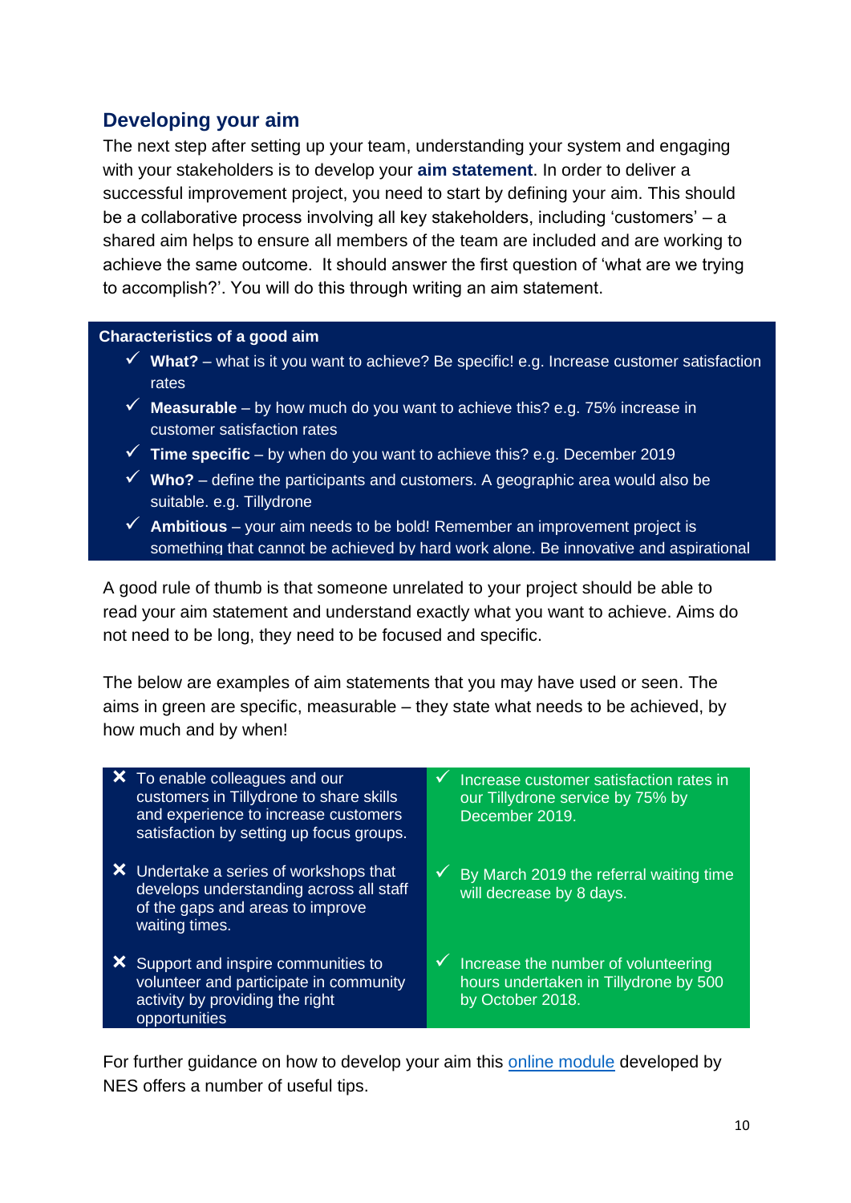## Developing your aim

The next step after setting up your team, understanding your system and engaging with your stakeholders is to develop your **aim statement**. In order to deliver a successful improvement project, you need to start by defining your aim. This should be a collaborative process involving all key stakeholders, including 'customers' – a shared aim helps to ensure all members of the team are included and are working to achieve the same outcome. It should answer the first question of 'what are we trying to accomplish?'. You will do this through writing an aim statement.

**Characteristics of a good aim**

- ✓ **What?** – what is it you want to achieve? Be specific! e.g. Increase customer satisfaction rates
- ✓ **Measurable** – by how much do you want to achieve this? e.g. 75% increase in customer satisfaction rates
- ✓ **Time specific** – by when do you want to achieve this? e.g. December 2019
- ✓ **Who?** – define the participants and customers. A geographic area would also be suitable. e.g. Tillydrone
- ✓ **Ambitious** – your aim needs to be bold! Remember an improvement project is something that cannot be achieved by hard work alone. Be innovative and aspirational

A good rule of thumb is that someone unrelated to your project should be able to read your aim statement and understand exactly what you want to achieve. Aims do not need to be long, they need to be focused and specific.

The below are examples of aim statements that you may have used or seen. The aims in green are specific, measurable – they state what needs to be achieved, by how much and by when!

| ✗ | ✓ |
|---|---|
| ✗ To enable colleagues and our customers in Tillydrone to share skills and experience to increase customers satisfaction by setting up focus groups. | ✓ Increase customer satisfaction rates in our Tillydrone service by 75% by December 2019. |
| ✗ Undertake a series of workshops that develops understanding across all staff of the gaps and areas to improve waiting times. | ✓ By March 2019 the referral waiting time will decrease by 8 days. |
| ✗ Support and inspire communities to volunteer and participate in community activity by providing the right opportunities | ✓ Increase the number of volunteering hours undertaken in Tillydrone by 500 by October 2018. |

For further guidance on how to develop your aim this online module developed by NES offers a number of useful tips.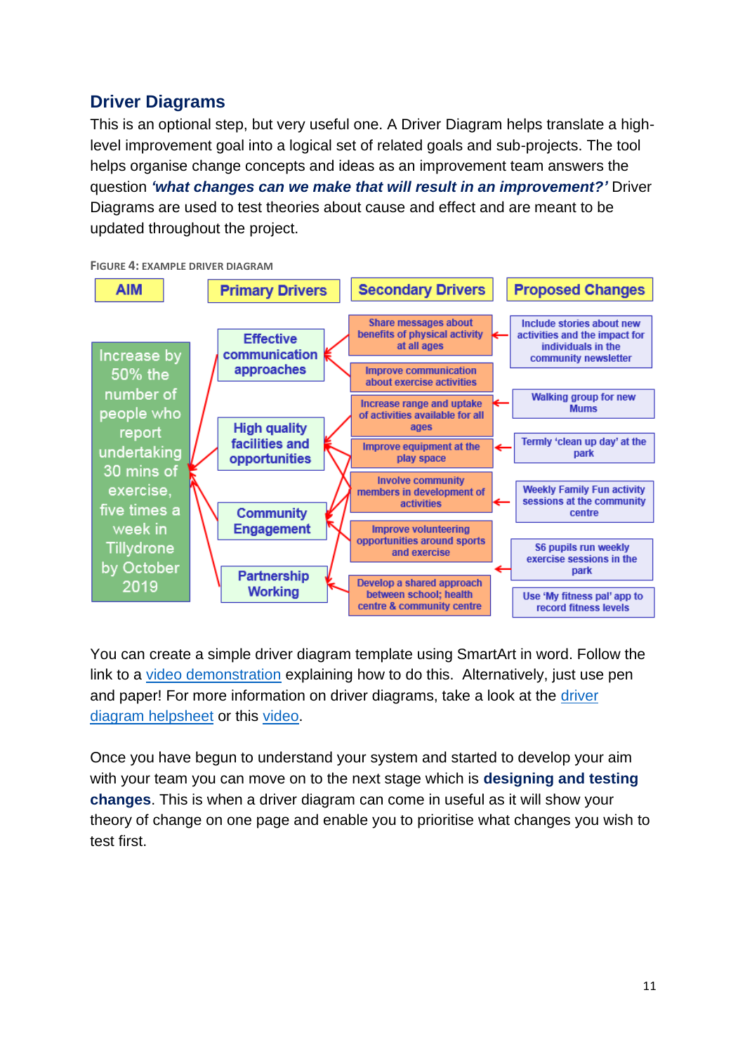## Driver Diagrams

This is an optional step, but very useful one. A Driver Diagram helps translate a high-level improvement goal into a logical set of related goals and sub-projects. The tool helps organise change concepts and ideas as an improvement team answers the question ***'what changes can we make that will result in an improvement?'*** Driver Diagrams are used to test theories about cause and effect and are meant to be updated throughout the project.

FIGURE 4: EXAMPLE DRIVER DIAGRAM

| AIM | Primary Drivers | Secondary Drivers | Proposed Changes |
|---|---|---|---|
| Increase by 50% the number of people who report undertaking 30 mins of exercise, five times a week in Tillydrone by October 2019 | Effective communication approaches | Share messages about benefits of physical activity at all ages | Include stories about new activities and the impact for individuals in the community newsletter |
| | | Improve communication about exercise activities | |
| | High quality facilities and opportunities | Increase range and uptake of activities available for all ages | Walking group for new Mums |
| | | Improve equipment at the play space | Termly 'clean up day' at the park |
| | Community Engagement | Involve community members in development of activities | Weekly Family Fun activity sessions at the community centre |
| | | Improve volunteering opportunities around sports and exercise | S6 pupils run weekly exercise sessions in the park |
| | Partnership Working | Develop a shared approach between school; health centre & community centre | Use 'My fitness pal' app to record fitness levels |

You can create a simple driver diagram template using SmartArt in word. Follow the link to a video demonstration explaining how to do this. Alternatively, just use pen and paper! For more information on driver diagrams, take a look at the driver diagram helpsheet or this video.

Once you have begun to understand your system and started to develop your aim with your team you can move on to the next stage which is **designing and testing changes**. This is when a driver diagram can come in useful as it will show your theory of change on one page and enable you to prioritise what changes you wish to test first.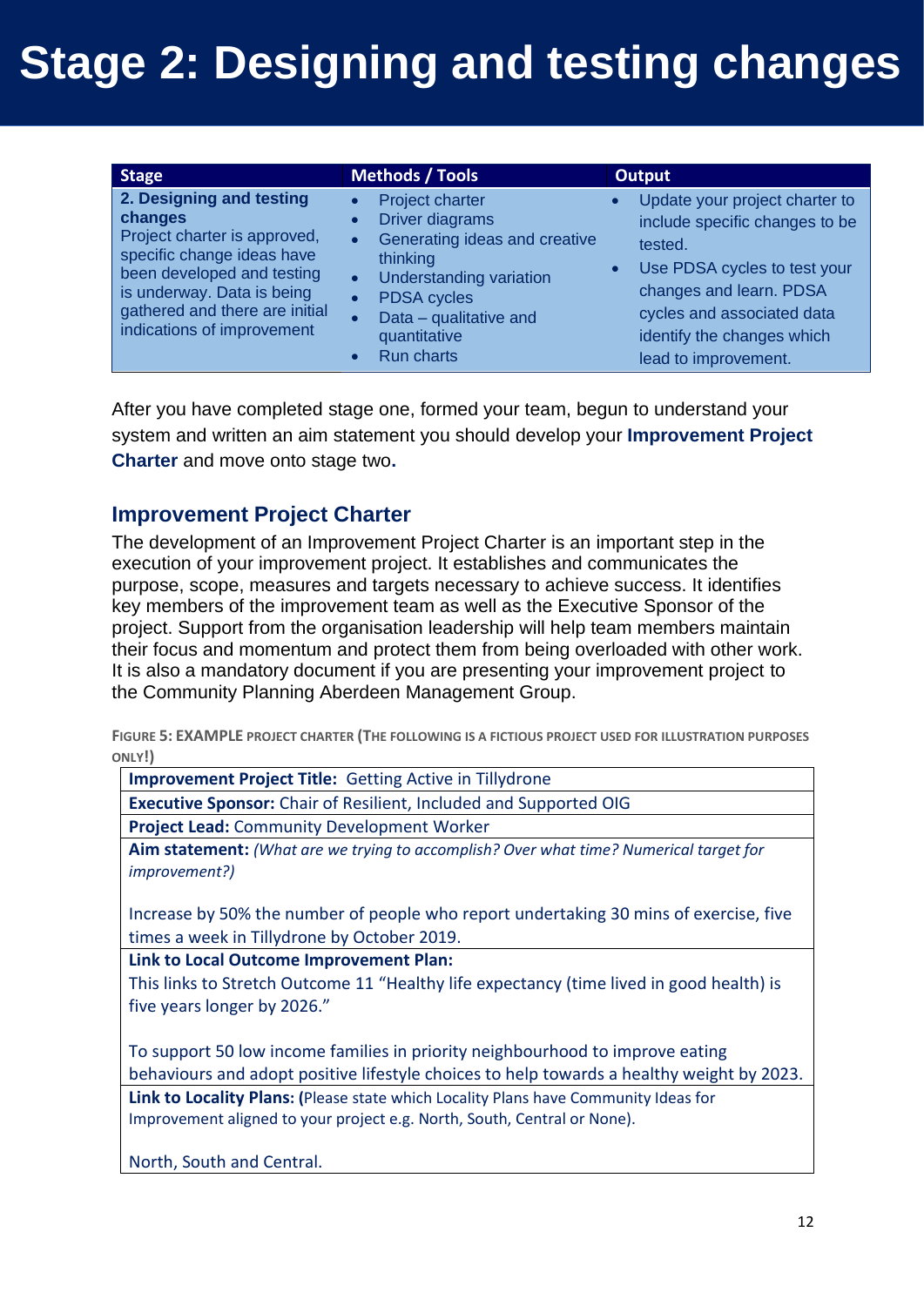# Stage 2: Designing and testing changes

| Stage | Methods / Tools | Output |
| --- | --- | --- |
| **2. Designing and testing changes** Project charter is approved, specific change ideas have been developed and testing is underway. Data is being gathered and there are initial indications of improvement | • Project charter<br>• Driver diagrams<br>• Generating ideas and creative thinking<br>• Understanding variation<br>• PDSA cycles<br>• Data – qualitative and quantitative<br>• Run charts | • Update your project charter to include specific changes to be tested.<br>• Use PDSA cycles to test your changes and learn. PDSA cycles and associated data identify the changes which lead to improvement. |

After you have completed stage one, formed your team, begun to understand your system and written an aim statement you should develop your **Improvement Project Charter** and move onto stage two**.**

## Improvement Project Charter

The development of an Improvement Project Charter is an important step in the execution of your improvement project. It establishes and communicates the purpose, scope, measures and targets necessary to achieve success. It identifies key members of the improvement team as well as the Executive Sponsor of the project. Support from the organisation leadership will help team members maintain their focus and momentum and protect them from being overloaded with other work. It is also a mandatory document if you are presenting your improvement project to the Community Planning Aberdeen Management Group.

**FIGURE 5: EXAMPLE PROJECT CHARTER (THE FOLLOWING IS A FICTIOUS PROJECT USED FOR ILLUSTRATION PURPOSES ONLY!)**

| |
| --- |
| **Improvement Project Title:** Getting Active in Tillydrone |
| **Executive Sponsor:** Chair of Resilient, Included and Supported OIG |
| **Project Lead:** Community Development Worker |
| **Aim statement:** *(What are we trying to accomplish? Over what time? Numerical target for improvement?)*<br><br>Increase by 50% the number of people who report undertaking 30 mins of exercise, five times a week in Tillydrone by October 2019. |
| **Link to Local Outcome Improvement Plan:**<br>This links to Stretch Outcome 11 “Healthy life expectancy (time lived in good health) is five years longer by 2026.”<br><br>To support 50 low income families in priority neighbourhood to improve eating behaviours and adopt positive lifestyle choices to help towards a healthy weight by 2023. |
| **Link to Locality Plans: (**Please state which Locality Plans have Community Ideas for Improvement aligned to your project e.g. North, South, Central or None).<br><br>North, South and Central. |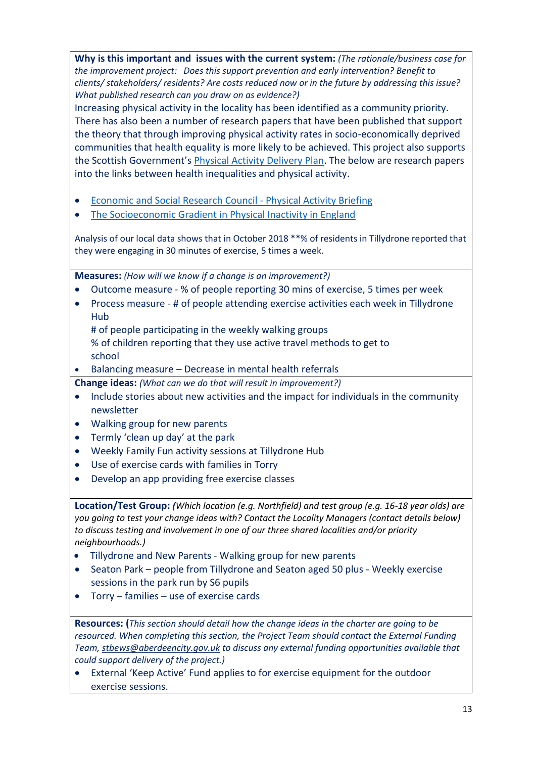**Why is this important and issues with the current system:** *(The rationale/business case for the improvement project: Does this support prevention and early intervention? Benefit to clients/ stakeholders/ residents? Are costs reduced now or in the future by addressing this issue? What published research can you draw on as evidence?)*

Increasing physical activity in the locality has been identified as a community priority. There has also been a number of research papers that have been published that support the theory that through improving physical activity rates in socio-economically deprived communities that health equality is more likely to be achieved. This project also supports the Scottish Government's Physical Activity Delivery Plan. The below are research papers into the links between health inequalities and physical activity.

- Economic and Social Research Council - Physical Activity Briefing
- The Socioeconomic Gradient in Physical Inactivity in England

Analysis of our local data shows that in October 2018 **% of residents in Tillydrone reported that they were engaging in 30 minutes of exercise, 5 times a week.

**Measures:** *(How will we know if a change is an improvement?)*

- Outcome measure - % of people reporting 30 mins of exercise, 5 times per week
- Process measure - # of people attending exercise activities each week in Tillydrone Hub
  # of people participating in the weekly walking groups
  % of children reporting that they use active travel methods to get to school
- Balancing measure – Decrease in mental health referrals

**Change ideas:** *(What can we do that will result in improvement?)*

- Include stories about new activities and the impact for individuals in the community newsletter
- Walking group for new parents
- Termly 'clean up day' at the park
- Weekly Family Fun activity sessions at Tillydrone Hub
- Use of exercise cards with families in Torry
- Develop an app providing free exercise classes

**Location/Test Group:** *(Which location (e.g. Northfield) and test group (e.g. 16-18 year olds) are you going to test your change ideas with? Contact the Locality Managers (contact details below) to discuss testing and involvement in one of our three shared localities and/or priority neighbourhoods.)*

- Tillydrone and New Parents - Walking group for new parents
- Seaton Park – people from Tillydrone and Seaton aged 50 plus - Weekly exercise sessions in the park run by S6 pupils
- Torry – families – use of exercise cards

**Resources:** (*This section should detail how the change ideas in the charter are going to be resourced. When completing this section, the Project Team should contact the External Funding Team, stbews@aberdeencity.gov.uk to discuss any external funding opportunities available that could support delivery of the project.)*

- External 'Keep Active' Fund applies to for exercise equipment for the outdoor exercise sessions.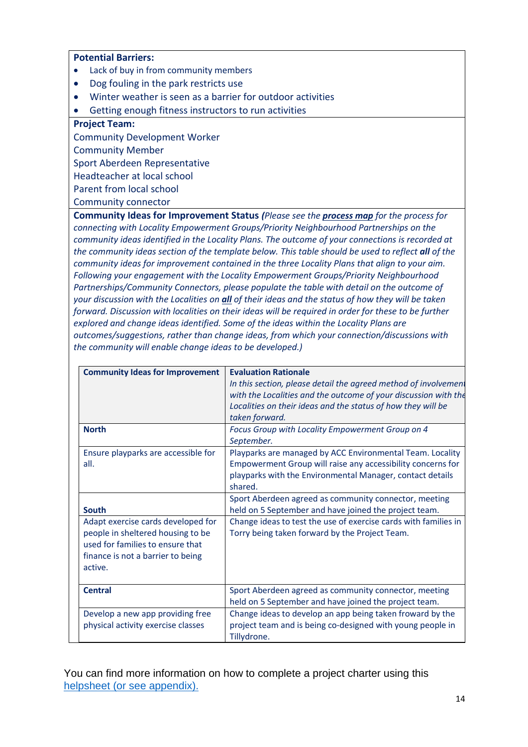**Potential Barriers:**

- Lack of buy in from community members
- Dog fouling in the park restricts use
- Winter weather is seen as a barrier for outdoor activities
- Getting enough fitness instructors to run activities

**Project Team:**

Community Development Worker
Community Member
Sport Aberdeen Representative
Headteacher at local school
Parent from local school
Community connector

**Community Ideas for Improvement Status** *(Please see the **process map** for the process for connecting with Locality Empowerment Groups/Priority Neighbourhood Partnerships on the community ideas identified in the Locality Plans. The outcome of your connections is recorded at the community ideas section of the template below. This table should be used to reflect **all** of the community ideas for improvement contained in the three Locality Plans that align to your aim. Following your engagement with the Locality Empowerment Groups/Priority Neighbourhood Partnerships/Community Connectors, please populate the table with detail on the outcome of your discussion with the Localities on **all** of their ideas and the status of how they will be taken forward. Discussion with localities on their ideas will be required in order for these to be further explored and change ideas identified. Some of the ideas within the Locality Plans are outcomes/suggestions, rather than change ideas, from which your connection/discussions with the community will enable change ideas to be developed.)*

| **Community Ideas for Improvement** | **Evaluation Rationale** *In this section, please detail the agreed method of involvement with the Localities and the outcome of your discussion with the Localities on their ideas and the status of how they will be taken forward.* |
|---|---|
| **North** | *Focus Group with Locality Empowerment Group on 4 September.* |
| Ensure playparks are accessible for all. | Playparks are managed by ACC Environmental Team. Locality Empowerment Group will raise any accessibility concerns for playparks with the Environmental Manager, contact details shared. |
| **South** | Sport Aberdeen agreed as community connector, meeting held on 5 September and have joined the project team. |
| Adapt exercise cards developed for people in sheltered housing to be used for families to ensure that finance is not a barrier to being active. | Change ideas to test the use of exercise cards with families in Torry being taken forward by the Project Team. |
| **Central** | Sport Aberdeen agreed as community connector, meeting held on 5 September and have joined the project team. |
| Develop a new app providing free physical activity exercise classes | Change ideas to develop an app being taken froward by the project team and is being co-designed with young people in Tillydrone. |

You can find more information on how to complete a project charter using this helpsheet (or see appendix).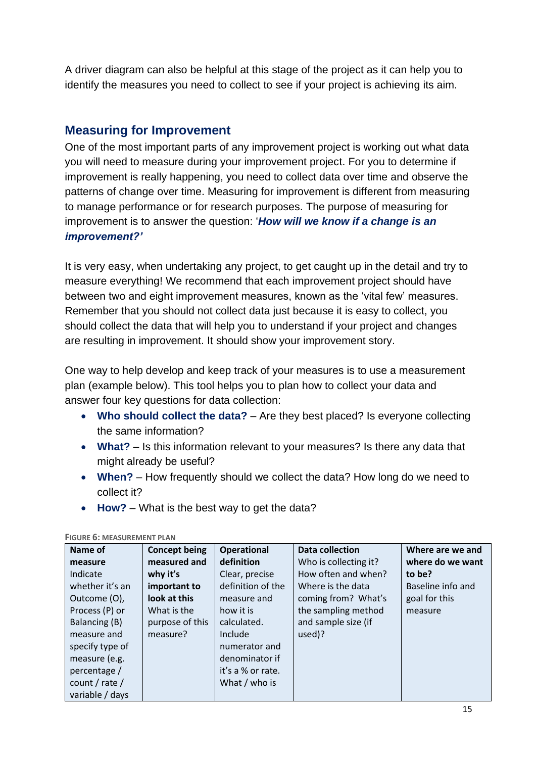A driver diagram can also be helpful at this stage of the project as it can help you to identify the measures you need to collect to see if your project is achieving its aim.

## Measuring for Improvement

One of the most important parts of any improvement project is working out what data you will need to measure during your improvement project. For you to determine if improvement is really happening, you need to collect data over time and observe the patterns of change over time. Measuring for improvement is different from measuring to manage performance or for research purposes. The purpose of measuring for improvement is to answer the question: '***How will we know if a change is an improvement?'***

It is very easy, when undertaking any project, to get caught up in the detail and try to measure everything! We recommend that each improvement project should have between two and eight improvement measures, known as the 'vital few' measures. Remember that you should not collect data just because it is easy to collect, you should collect the data that will help you to understand if your project and changes are resulting in improvement. It should show your improvement story.

One way to help develop and keep track of your measures is to use a measurement plan (example below). This tool helps you to plan how to collect your data and answer four key questions for data collection:

- **Who should collect the data?** – Are they best placed? Is everyone collecting the same information?
- **What?** – Is this information relevant to your measures? Is there any data that might already be useful?
- **When?** – How frequently should we collect the data? How long do we need to collect it?
- **How?** – What is the best way to get the data?

FIGURE 6: MEASUREMENT PLAN

| **Name of measure** Indicate whether it's an Outcome (O), Process (P) or Balancing (B) measure and specify type of measure (e.g. percentage / count / rate / variable / days | **Concept being measured and why it's important to look at this** What is the purpose of this measure? | **Operational definition** Clear, precise definition of the measure and how it is calculated. Include numerator and denominator if it's a % or rate. What / who is | **Data collection** Who is collecting it? How often and when? Where is the data coming from? What's the sampling method and sample size (if used)? | **Where are we and where do we want to be?** Baseline info and goal for this measure |
|---|---|---|---|---|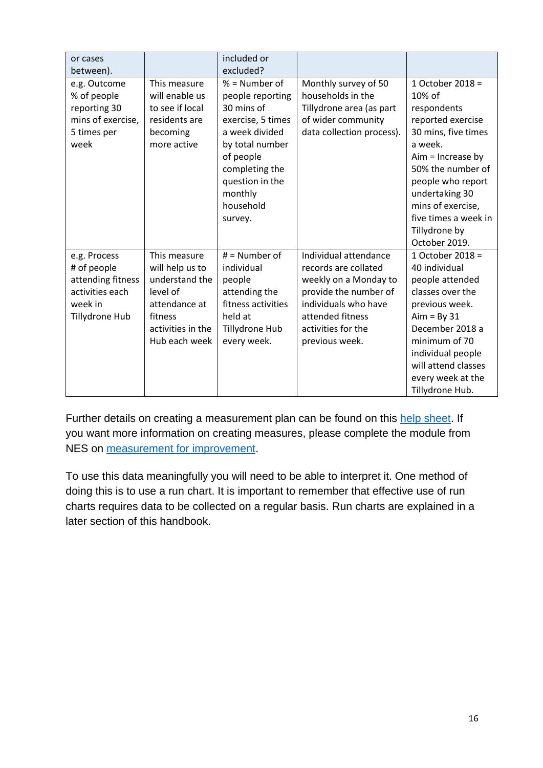| or cases between). | | included or excluded? | | |
|---|---|---|---|---|
| e.g. Outcome % of people reporting 30 mins of exercise, 5 times per week | This measure will enable us to see if local residents are becoming more active | % = Number of people reporting 30 mins of exercise, 5 times a week divided by total number of people completing the question in the monthly household survey. | Monthly survey of 50 households in the Tillydrone area (as part of wider community data collection process). | 1 October 2018 = 10% of respondents reported exercise 30 mins, five times a week. Aim = Increase by 50% the number of people who report undertaking 30 mins of exercise, five times a week in Tillydrone by October 2019. |
| e.g. Process # of people attending fitness activities each week in Tillydrone Hub | This measure will help us to understand the level of attendance at fitness activities in the Hub each week | # = Number of individual people attending the fitness activities held at Tillydrone Hub every week. | Individual attendance records are collated weekly on a Monday to provide the number of individuals who have attended fitness activities for the previous week. | 1 October 2018 = 40 individual people attended classes over the previous week. Aim = By 31 December 2018 a minimum of 70 individual people will attend classes every week at the Tillydrone Hub. |

Further details on creating a measurement plan can be found on this help sheet. If you want more information on creating measures, please complete the module from NES on measurement for improvement.

To use this data meaningfully you will need to be able to interpret it. One method of doing this is to use a run chart. It is important to remember that effective use of run charts requires data to be collected on a regular basis. Run charts are explained in a later section of this handbook.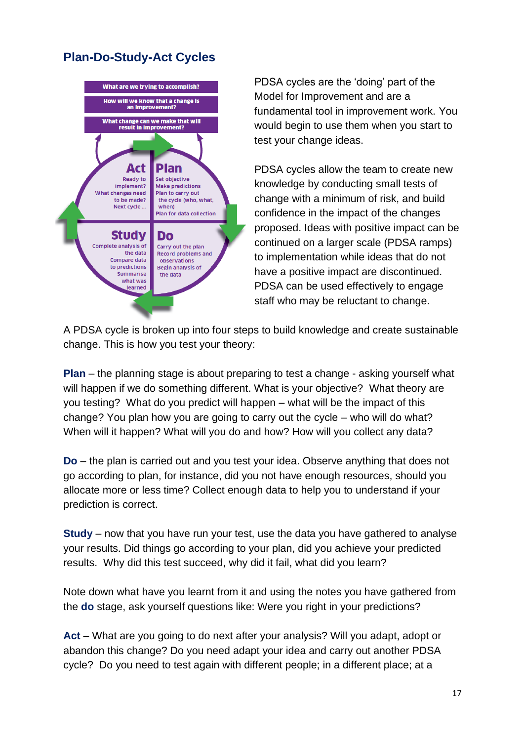## Plan-Do-Study-Act Cycles

PDSA cycles are the 'doing' part of the Model for Improvement and are a fundamental tool in improvement work. You would begin to use them when you start to test your change ideas.

PDSA cycles allow the team to create new knowledge by conducting small tests of change with a minimum of risk, and build confidence in the impact of the changes proposed. Ideas with positive impact can be continued on a larger scale (PDSA ramps) to implementation while ideas that do not have a positive impact are discontinued. PDSA can be used effectively to engage staff who may be reluctant to change.

A PDSA cycle is broken up into four steps to build knowledge and create sustainable change. This is how you test your theory:

**Plan** – the planning stage is about preparing to test a change - asking yourself what will happen if we do something different. What is your objective? What theory are you testing? What do you predict will happen – what will be the impact of this change? You plan how you are going to carry out the cycle – who will do what? When will it happen? What will you do and how? How will you collect any data?

**Do** – the plan is carried out and you test your idea. Observe anything that does not go according to plan, for instance, did you not have enough resources, should you allocate more or less time? Collect enough data to help you to understand if your prediction is correct.

**Study** – now that you have run your test, use the data you have gathered to analyse your results. Did things go according to your plan, did you achieve your predicted results. Why did this test succeed, why did it fail, what did you learn?

Note down what have you learnt from it and using the notes you have gathered from the **do** stage, ask yourself questions like: Were you right in your predictions?

**Act** – What are you going to do next after your analysis? Will you adapt, adopt or abandon this change? Do you need adapt your idea and carry out another PDSA cycle? Do you need to test again with different people; in a different place; at a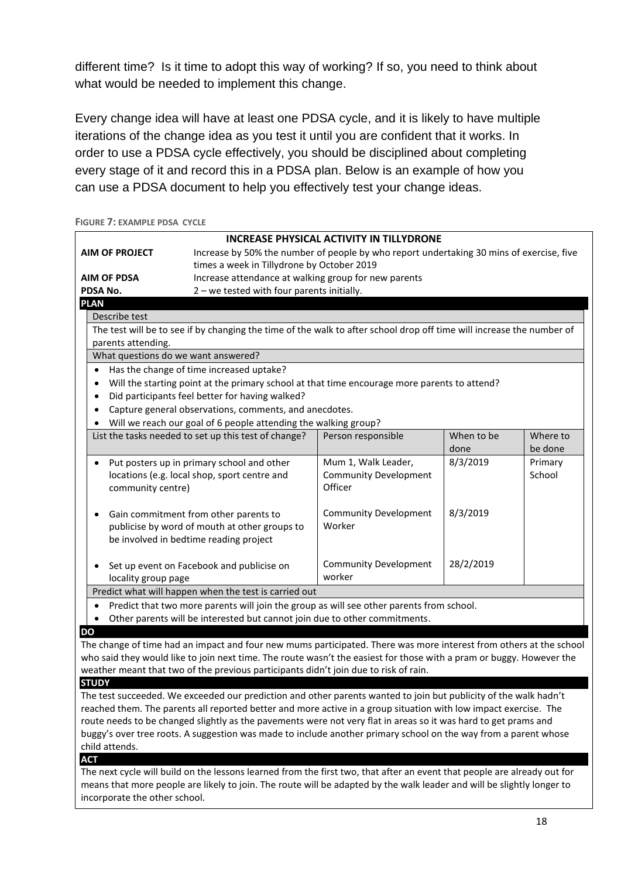different time? Is it time to adopt this way of working? If so, you need to think about what would be needed to implement this change.

Every change idea will have at least one PDSA cycle, and it is likely to have multiple iterations of the change idea as you test it until you are confident that it works. In order to use a PDSA cycle effectively, you should be disciplined about completing every stage of it and record this in a PDSA plan. Below is an example of how you can use a PDSA document to help you effectively test your change ideas.

**FIGURE 7: EXAMPLE PDSA CYCLE**

**INCREASE PHYSICAL ACTIVITY IN TILLYDRONE**

| | |
|---|---|
| **AIM OF PROJECT** | Increase by 50% the number of people by who report undertaking 30 mins of exercise, five times a week in Tillydrone by October 2019 |
| **AIM OF PDSA** | Increase attendance at walking group for new parents |
| **PDSA No.** | 2 – we tested with four parents initially. |

**PLAN**

Describe test

The test will be to see if by changing the time of the walk to after school drop off time will increase the number of parents attending.

What questions do we want answered?

- Has the change of time increased uptake?
- Will the starting point at the primary school at that time encourage more parents to attend?
- Did participants feel better for having walked?
- Capture general observations, comments, and anecdotes.
- Will we reach our goal of 6 people attending the walking group?

| List the tasks needed to set up this test of change? | Person responsible | When to be done | Where to be done |
|---|---|---|---|
| Put posters up in primary school and other locations (e.g. local shop, sport centre and community centre) | Mum 1, Walk Leader, Community Development Officer | 8/3/2019 | Primary School |
| Gain commitment from other parents to publicise by word of mouth at other groups to be involved in bedtime reading project | Community Development Worker | 8/3/2019 | |
| Set up event on Facebook and publicise on locality group page | Community Development worker | 28/2/2019 | |

Predict what will happen when the test is carried out

- Predict that two more parents will join the group as will see other parents from school.
- Other parents will be interested but cannot join due to other commitments.

**DO**

The change of time had an impact and four new mums participated. There was more interest from others at the school who said they would like to join next time. The route wasn't the easiest for those with a pram or buggy. However the weather meant that two of the previous participants didn't join due to risk of rain.

**STUDY**

The test succeeded. We exceeded our prediction and other parents wanted to join but publicity of the walk hadn't reached them. The parents all reported better and more active in a group situation with low impact exercise. The route needs to be changed slightly as the pavements were not very flat in areas so it was hard to get prams and buggy's over tree roots. A suggestion was made to include another primary school on the way from a parent whose child attends.

**ACT**

The next cycle will build on the lessons learned from the first two, that after an event that people are already out for means that more people are likely to join. The route will be adapted by the walk leader and will be slightly longer to incorporate the other school.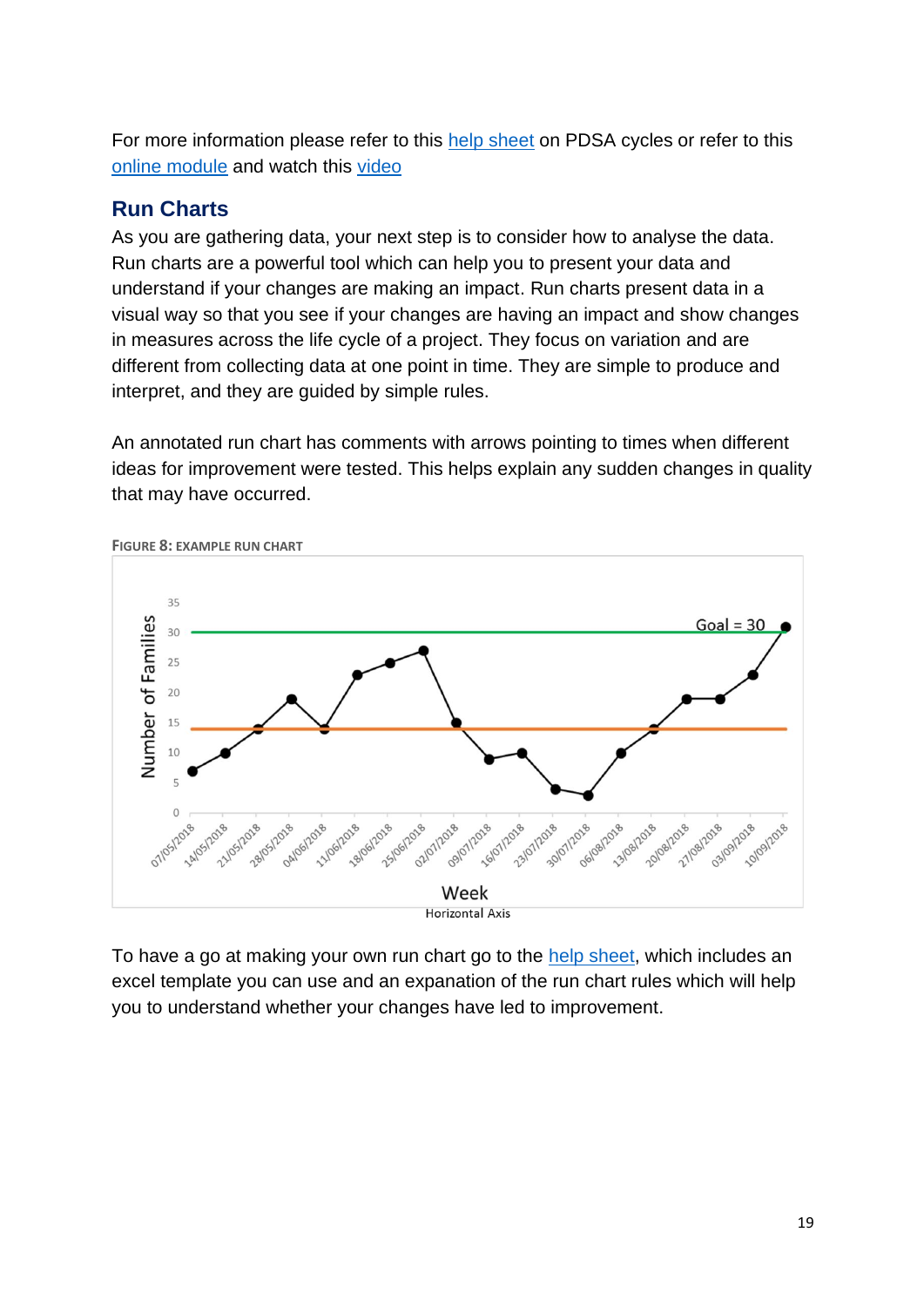For more information please refer to this help sheet on PDSA cycles or refer to this online module and watch this video

## Run Charts

As you are gathering data, your next step is to consider how to analyse the data. Run charts are a powerful tool which can help you to present your data and understand if your changes are making an impact. Run charts present data in a visual way so that you see if your changes are having an impact and show changes in measures across the life cycle of a project. They focus on variation and are different from collecting data at one point in time. They are simple to produce and interpret, and they are guided by simple rules.

An annotated run chart has comments with arrows pointing to times when different ideas for improvement were tested. This helps explain any sudden changes in quality that may have occurred.

FIGURE 8: EXAMPLE RUN CHART

To have a go at making your own run chart go to the help sheet, which includes an excel template you can use and an expanation of the run chart rules which will help you to understand whether your changes have led to improvement.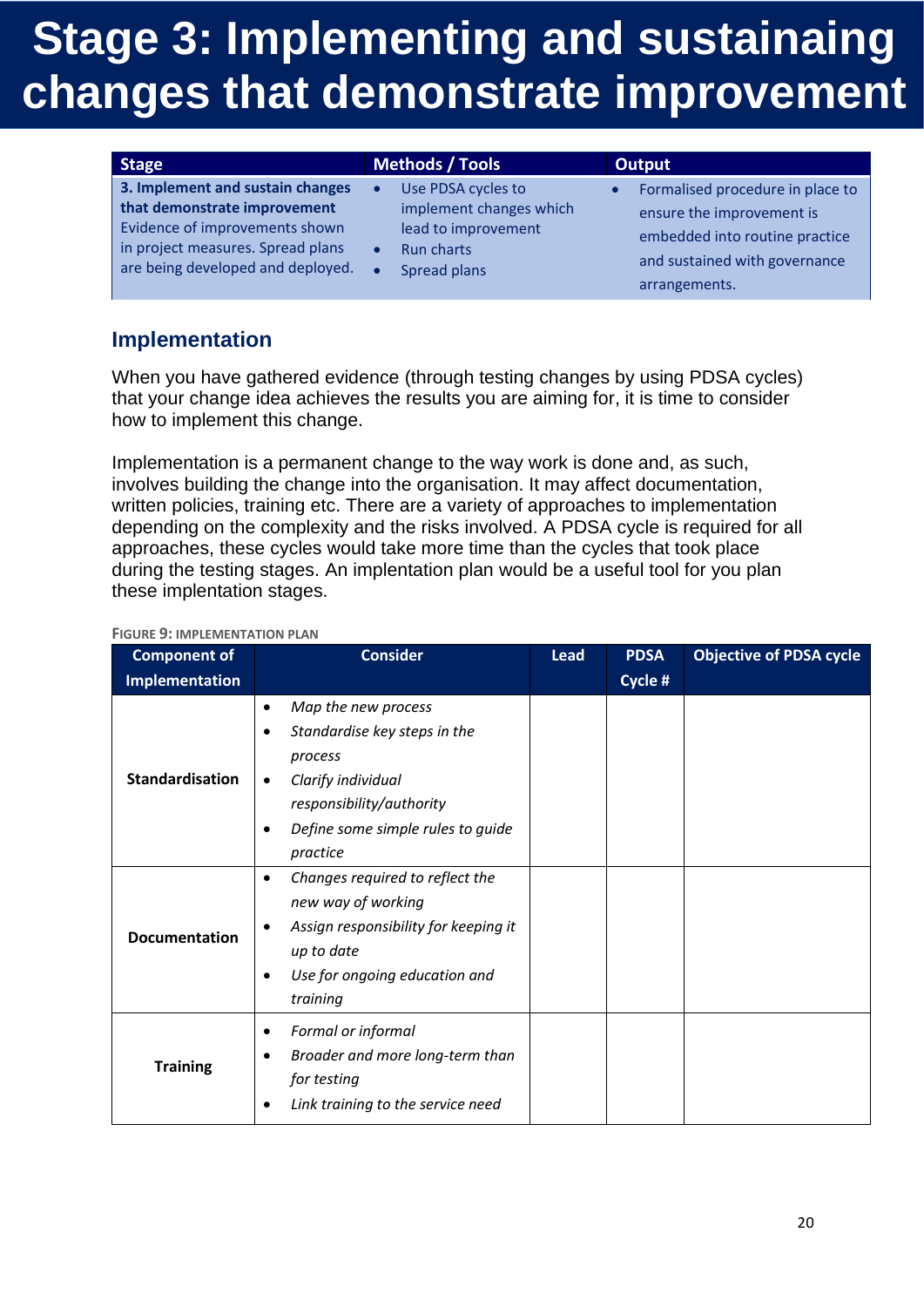# Stage 3: Implementing and sustainaing changes that demonstrate improvement

| Stage | Methods / Tools | Output |
|---|---|---|
| **3. Implement and sustain changes that demonstrate improvement** Evidence of improvements shown in project measures. Spread plans are being developed and deployed. | • Use PDSA cycles to implement changes which lead to improvement<br>• Run charts<br>• Spread plans | • Formalised procedure in place to ensure the improvement is embedded into routine practice and sustained with governance arrangements. |

## Implementation

When you have gathered evidence (through testing changes by using PDSA cycles) that your change idea achieves the results you are aiming for, it is time to consider how to implement this change.

Implementation is a permanent change to the way work is done and, as such, involves building the change into the organisation. It may affect documentation, written policies, training etc. There are a variety of approaches to implementation depending on the complexity and the risks involved. A PDSA cycle is required for all approaches, these cycles would take more time than the cycles that took place during the testing stages. An implentation plan would be a useful tool for you plan these implentation stages.

FIGURE 9: IMPLEMENTATION PLAN

| Component of Implementation | Consider | Lead | PDSA Cycle # | Objective of PDSA cycle |
|---|---|---|---|---|
| **Standardisation** | • *Map the new process*<br>• *Standardise key steps in the process*<br>• *Clarify individual responsibility/authority*<br>• *Define some simple rules to guide practice* | | | |
| **Documentation** | • *Changes required to reflect the new way of working*<br>• *Assign responsibility for keeping it up to date*<br>• *Use for ongoing education and training* | | | |
| **Training** | • *Formal or informal*<br>• *Broader and more long-term than for testing*<br>• *Link training to the service need* | | | |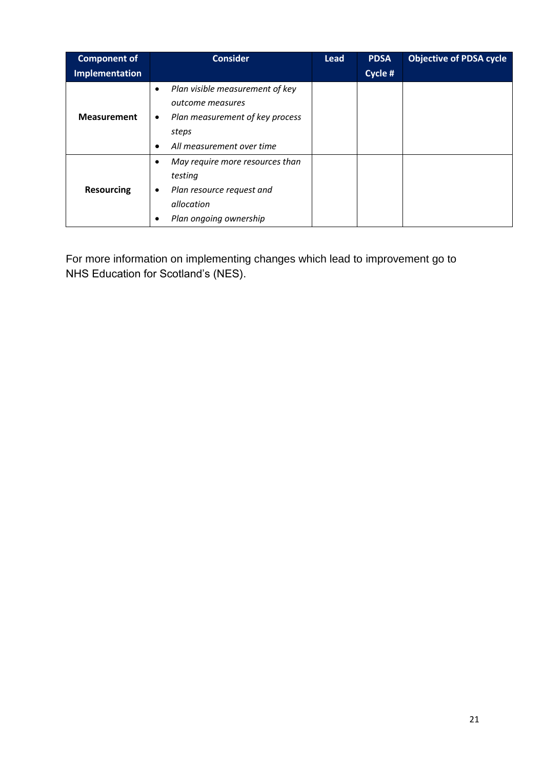| Component of Implementation | Consider | Lead | PDSA Cycle # | Objective of PDSA cycle |
|---|---|---|---|---|
| **Measurement** | • *Plan visible measurement of key outcome measures*<br>• *Plan measurement of key process steps*<br>• *All measurement over time* | | | |
| **Resourcing** | • *May require more resources than testing*<br>• *Plan resource request and allocation*<br>• *Plan ongoing ownership* | | | |

For more information on implementing changes which lead to improvement go to NHS Education for Scotland's (NES).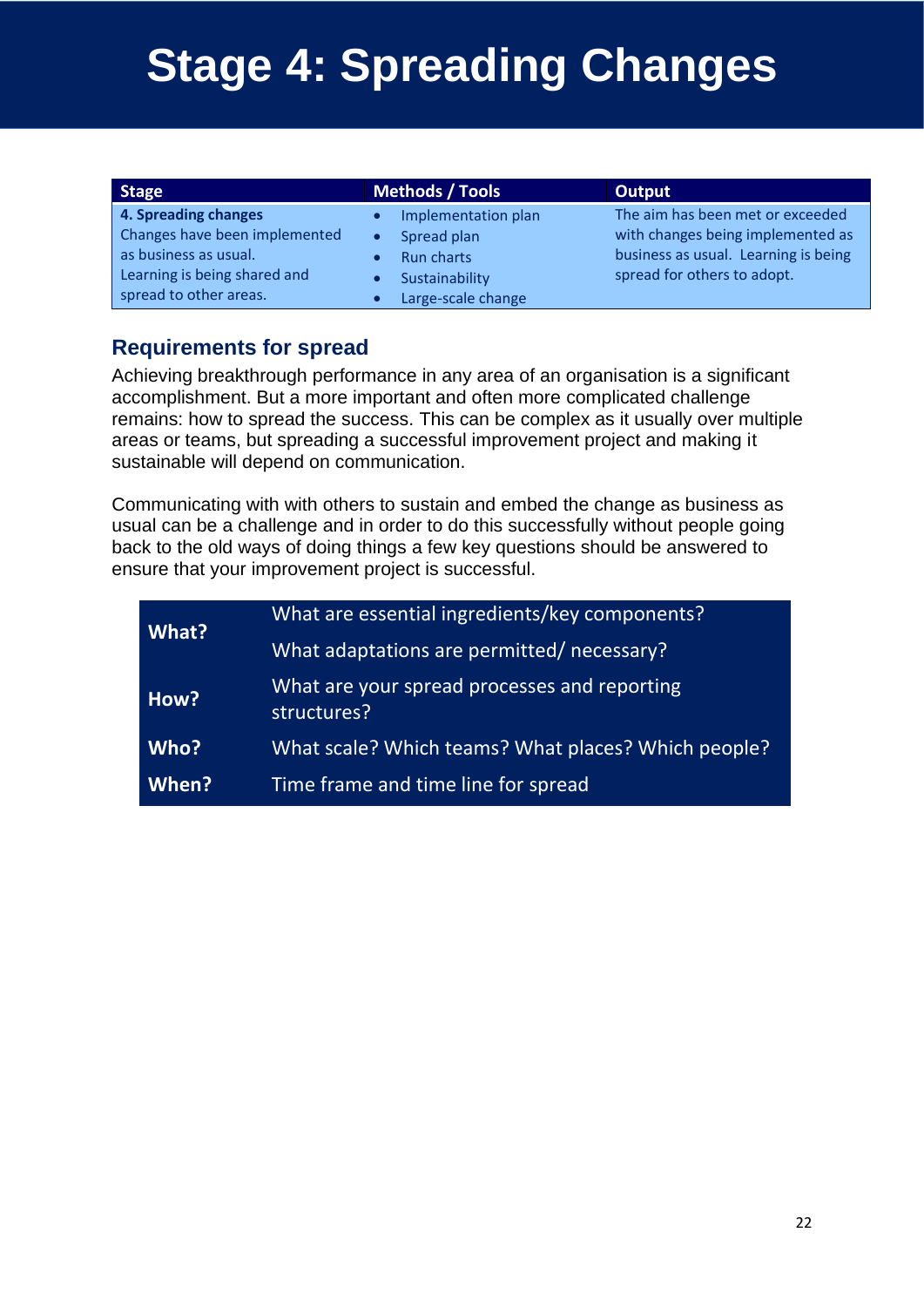# Stage 4: Spreading Changes

| Stage | Methods / Tools | Output |
| --- | --- | --- |
| **4. Spreading changes**<br>Changes have been implemented as business as usual.<br>Learning is being shared and spread to other areas. | • Implementation plan<br>• Spread plan<br>• Run charts<br>• Sustainability<br>• Large-scale change | The aim has been met or exceeded with changes being implemented as business as usual. Learning is being spread for others to adopt. |

## Requirements for spread

Achieving breakthrough performance in any area of an organisation is a significant accomplishment. But a more important and often more complicated challenge remains: how to spread the success. This can be complex as it usually over multiple areas or teams, but spreading a successful improvement project and making it sustainable will depend on communication.

Communicating with with others to sustain and embed the change as business as usual can be a challenge and in order to do this successfully without people going back to the old ways of doing things a few key questions should be answered to ensure that your improvement project is successful.

| | |
| --- | --- |
| **What?** | What are essential ingredients/key components?<br>What adaptations are permitted/ necessary? |
| **How?** | What are your spread processes and reporting structures? |
| **Who?** | What scale? Which teams? What places? Which people? |
| **When?** | Time frame and time line for spread |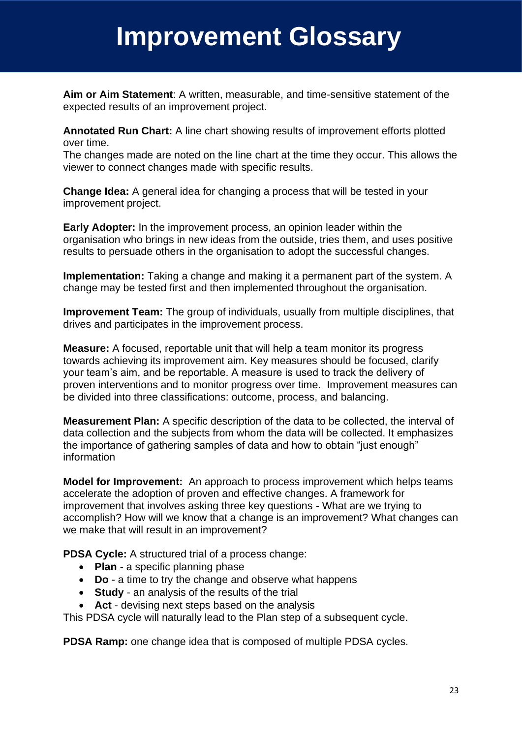# Improvement Glossary

**Aim or Aim Statement**: A written, measurable, and time-sensitive statement of the expected results of an improvement project.

**Annotated Run Chart:** A line chart showing results of improvement efforts plotted over time.
The changes made are noted on the line chart at the time they occur. This allows the viewer to connect changes made with specific results.

**Change Idea:** A general idea for changing a process that will be tested in your improvement project.

**Early Adopter:** In the improvement process, an opinion leader within the organisation who brings in new ideas from the outside, tries them, and uses positive results to persuade others in the organisation to adopt the successful changes.

**Implementation:** Taking a change and making it a permanent part of the system. A change may be tested first and then implemented throughout the organisation.

**Improvement Team:** The group of individuals, usually from multiple disciplines, that drives and participates in the improvement process.

**Measure:** A focused, reportable unit that will help a team monitor its progress towards achieving its improvement aim. Key measures should be focused, clarify your team's aim, and be reportable. A measure is used to track the delivery of proven interventions and to monitor progress over time. Improvement measures can be divided into three classifications: outcome, process, and balancing.

**Measurement Plan:** A specific description of the data to be collected, the interval of data collection and the subjects from whom the data will be collected. It emphasizes the importance of gathering samples of data and how to obtain "just enough" information

**Model for Improvement:** An approach to process improvement which helps teams accelerate the adoption of proven and effective changes. A framework for improvement that involves asking three key questions - What are we trying to accomplish? How will we know that a change is an improvement? What changes can we make that will result in an improvement?

**PDSA Cycle:** A structured trial of a process change:

- **Plan** - a specific planning phase
- **Do** - a time to try the change and observe what happens
- **Study** - an analysis of the results of the trial
- **Act** - devising next steps based on the analysis

This PDSA cycle will naturally lead to the Plan step of a subsequent cycle.

**PDSA Ramp:** one change idea that is composed of multiple PDSA cycles.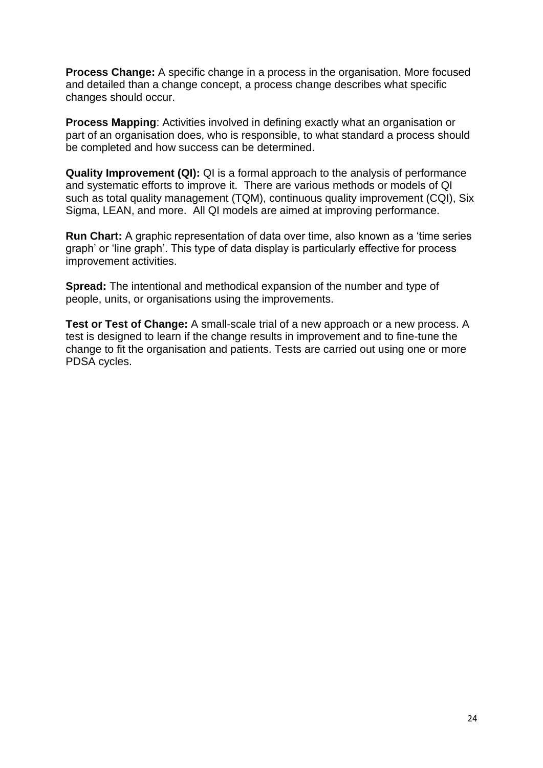**Process Change:** A specific change in a process in the organisation. More focused and detailed than a change concept, a process change describes what specific changes should occur.

**Process Mapping**: Activities involved in defining exactly what an organisation or part of an organisation does, who is responsible, to what standard a process should be completed and how success can be determined.

**Quality Improvement (QI):** QI is a formal approach to the analysis of performance and systematic efforts to improve it. There are various methods or models of QI such as total quality management (TQM), continuous quality improvement (CQI), Six Sigma, LEAN, and more. All QI models are aimed at improving performance.

**Run Chart:** A graphic representation of data over time, also known as a 'time series graph' or 'line graph'. This type of data display is particularly effective for process improvement activities.

**Spread:** The intentional and methodical expansion of the number and type of people, units, or organisations using the improvements.

**Test or Test of Change:** A small-scale trial of a new approach or a new process. A test is designed to learn if the change results in improvement and to fine-tune the change to fit the organisation and patients. Tests are carried out using one or more PDSA cycles.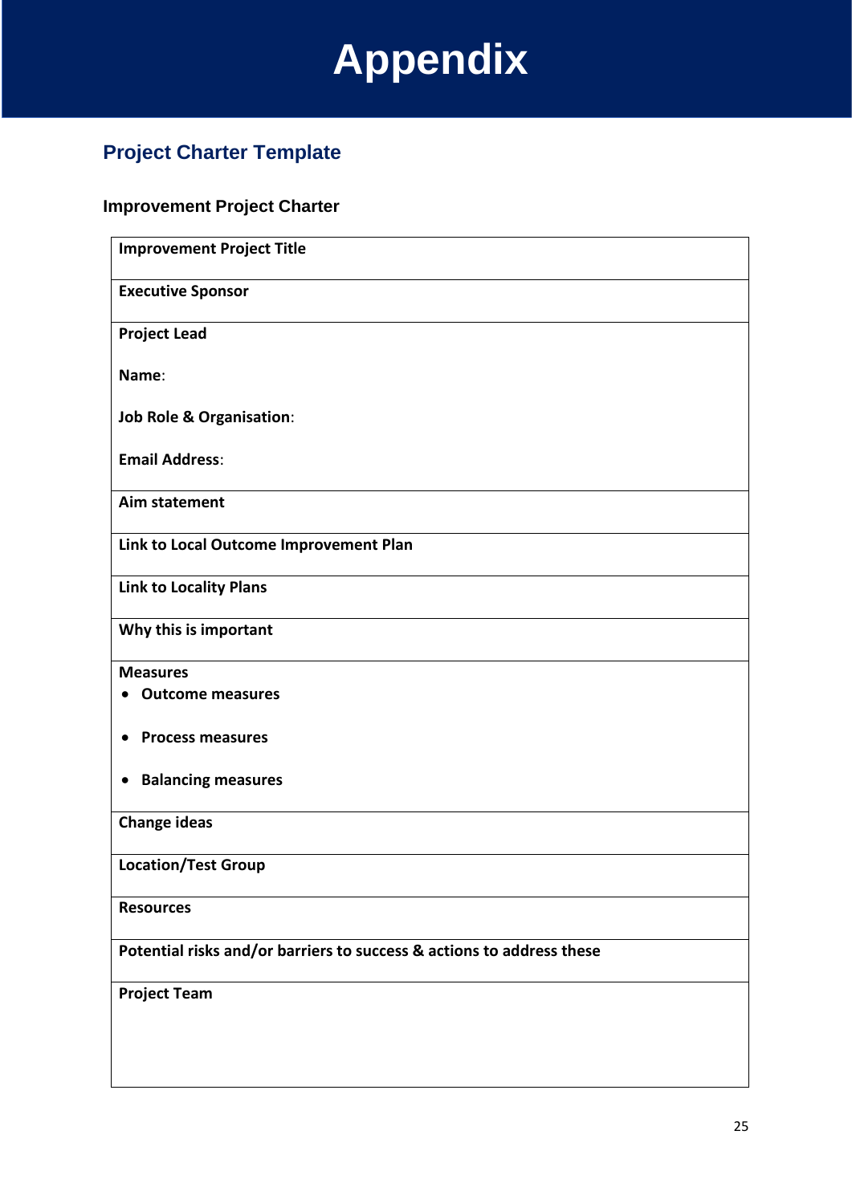# Appendix

## Project Charter Template

### Improvement Project Charter

| **Improvement Project Title** |
|---|
| **Executive Sponsor** |
| **Project Lead**<br><br>**Name**:<br><br>**Job Role & Organisation**:<br><br>**Email Address**: |
| **Aim statement** |
| **Link to Local Outcome Improvement Plan** |
| **Link to Locality Plans** |
| **Why this is important** |
| **Measures**<br>• **Outcome measures**<br><br>• **Process measures**<br><br>• **Balancing measures** |
| **Change ideas** |
| **Location/Test Group** |
| **Resources** |
| **Potential risks and/or barriers to success & actions to address these** |
| **Project Team** |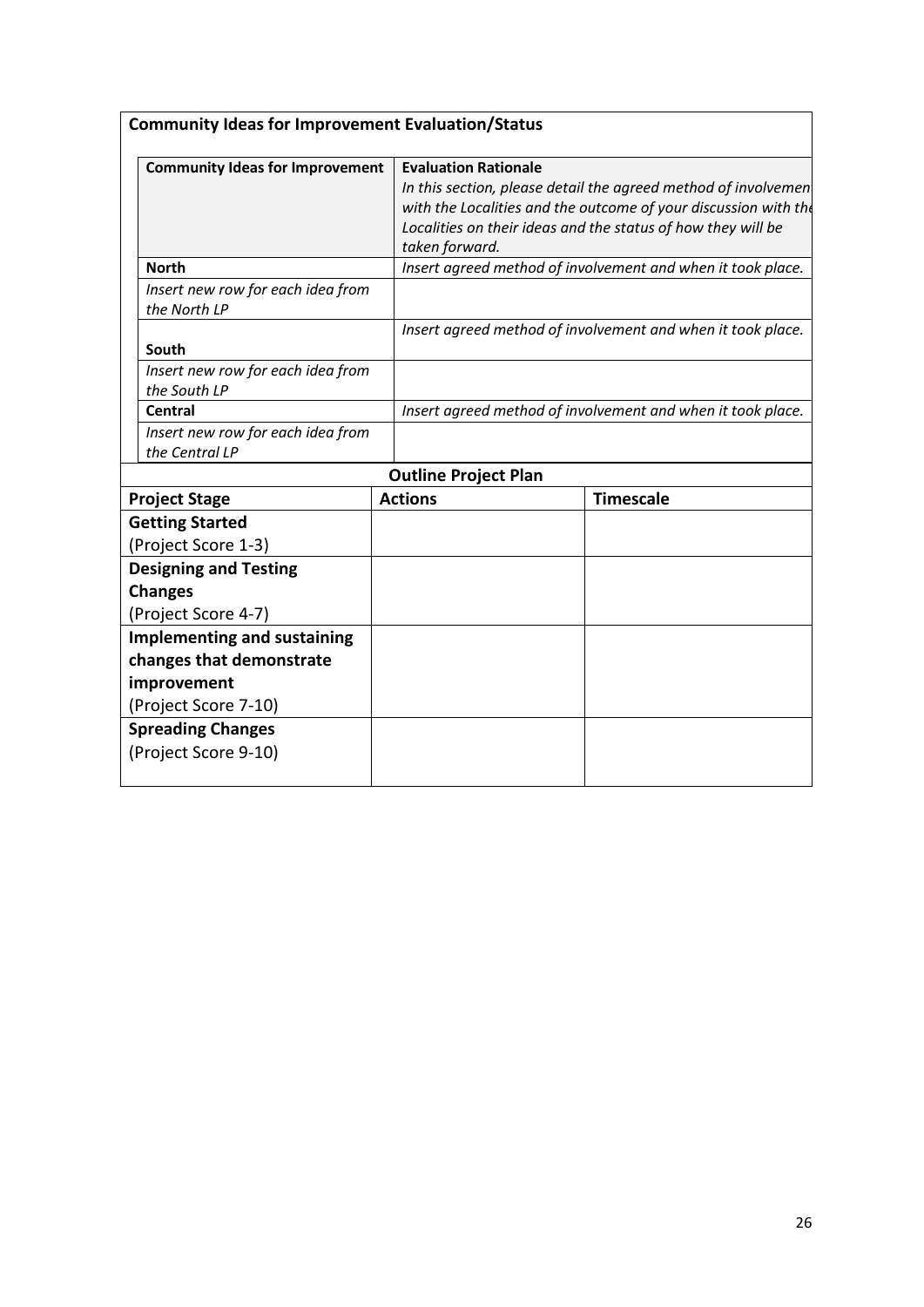**Community Ideas for Improvement Evaluation/Status**

| Community Ideas for Improvement | Evaluation Rationale<br>*In this section, please detail the agreed method of involvement with the Localities and the outcome of your discussion with the Localities on their ideas and the status of how they will be taken forward.* |
|---|---|
| **North** | *Insert agreed method of involvement and when it took place.* |
| *Insert new row for each idea from the North LP* | |
| **South** | *Insert agreed method of involvement and when it took place.* |
| *Insert new row for each idea from the South LP* | |
| **Central** | *Insert agreed method of involvement and when it took place.* |
| *Insert new row for each idea from the Central LP* | |

**Outline Project Plan**

| Project Stage | Actions | Timescale |
|---|---|---|
| **Getting Started**<br>(Project Score 1-3) | | |
| **Designing and Testing Changes**<br>(Project Score 4-7) | | |
| **Implementing and sustaining changes that demonstrate improvement**<br>(Project Score 7-10) | | |
| **Spreading Changes**<br>(Project Score 9-10) | | |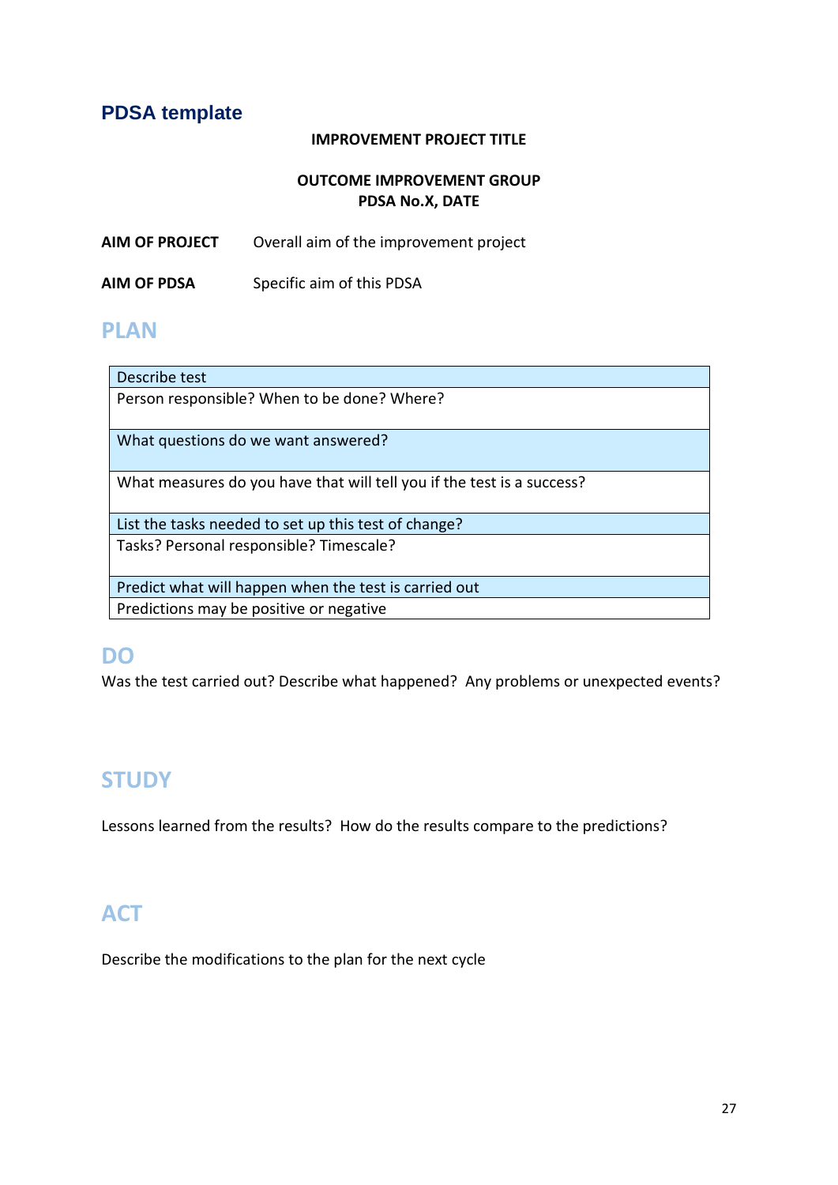## PDSA template

**IMPROVEMENT PROJECT TITLE**

**OUTCOME IMPROVEMENT GROUP**
**PDSA No.X, DATE**

**AIM OF PROJECT** Overall aim of the improvement project

**AIM OF PDSA** Specific aim of this PDSA

## PLAN

| Describe test |
|---|
| Person responsible? When to be done? Where? |
| What questions do we want answered? |
| What measures do you have that will tell you if the test is a success? |
| List the tasks needed to set up this test of change? |
| Tasks? Personal responsible? Timescale? |
| Predict what will happen when the test is carried out |
| Predictions may be positive or negative |

## DO

Was the test carried out? Describe what happened? Any problems or unexpected events?

## STUDY

Lessons learned from the results? How do the results compare to the predictions?

## ACT

Describe the modifications to the plan for the next cycle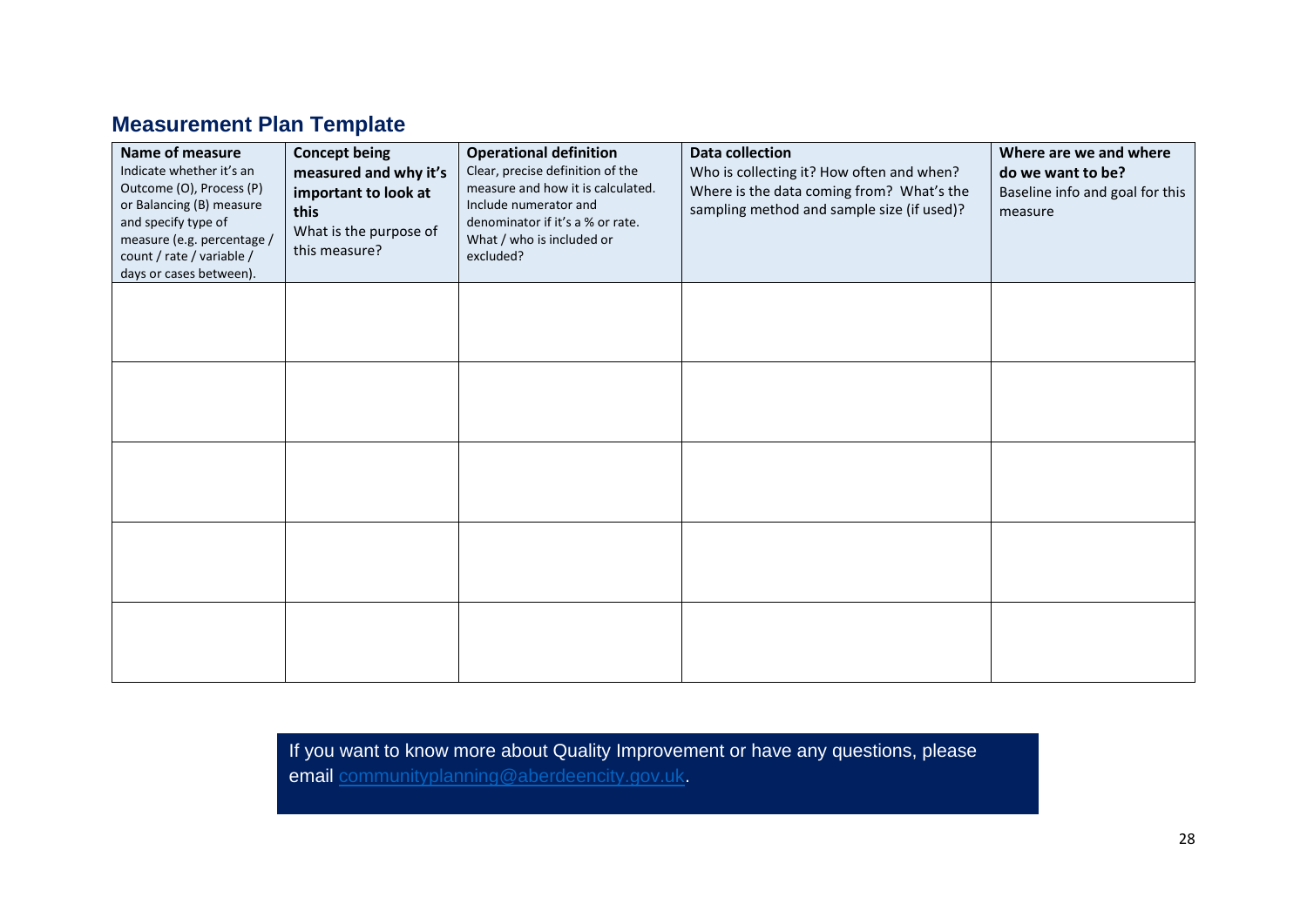## Measurement Plan Template

| **Name of measure** Indicate whether it's an Outcome (O), Process (P) or Balancing (B) measure and specify type of measure (e.g. percentage / count / rate / variable / days or cases between). | **Concept being measured and why it's important to look at this** What is the purpose of this measure? | **Operational definition** Clear, precise definition of the measure and how it is calculated. Include numerator and denominator if it's a % or rate. What / who is included or excluded? | **Data collection** Who is collecting it? How often and when? Where is the data coming from? What's the sampling method and sample size (if used)? | **Where are we and where do we want to be?** Baseline info and goal for this measure |
|---|---|---|---|---|
| | | | | |
| | | | | |
| | | | | |
| | | | | |
| | | | | |

If you want to know more about Quality Improvement or have any questions, please email communityplanning@aberdeencity.gov.uk.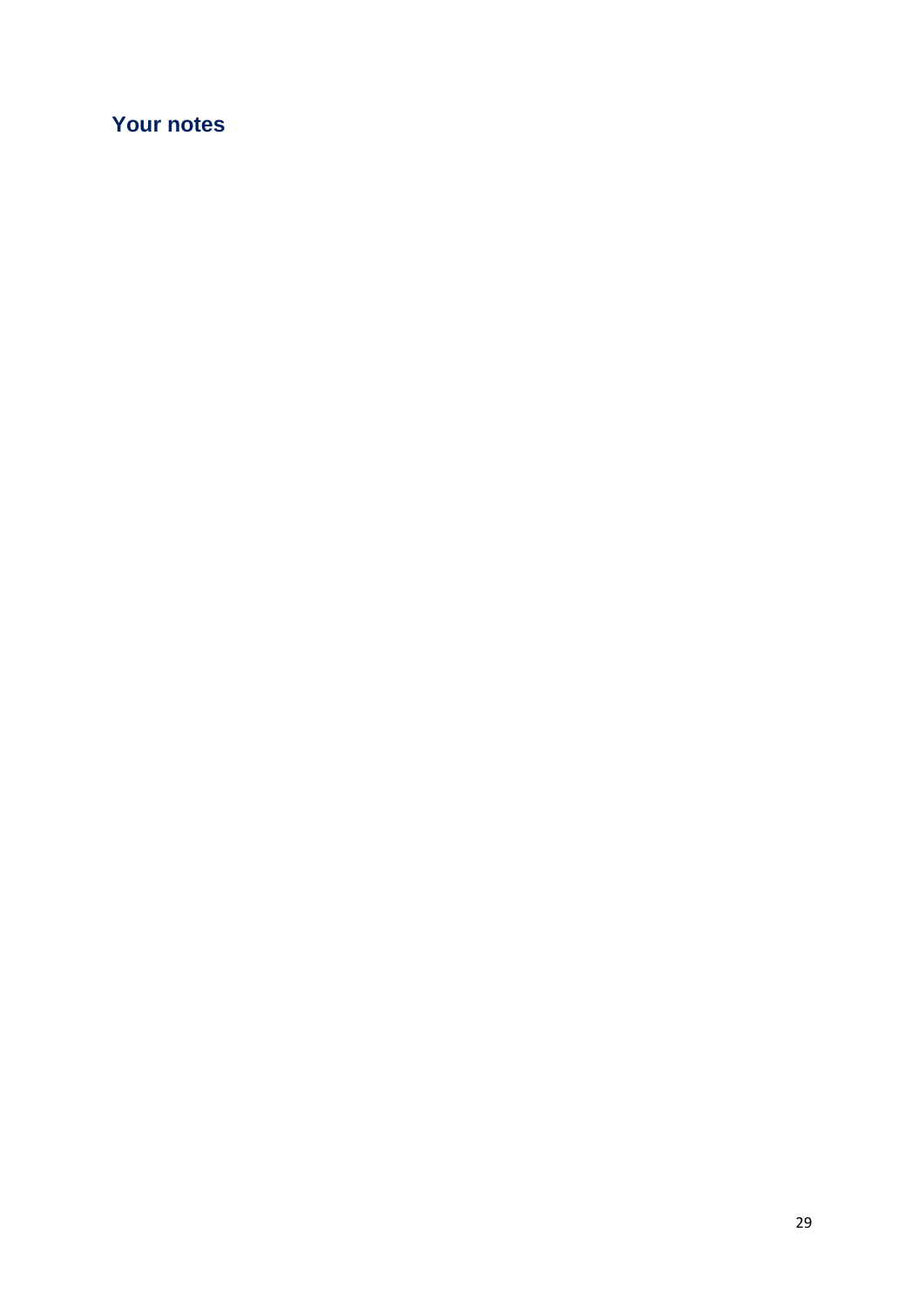## Your notes